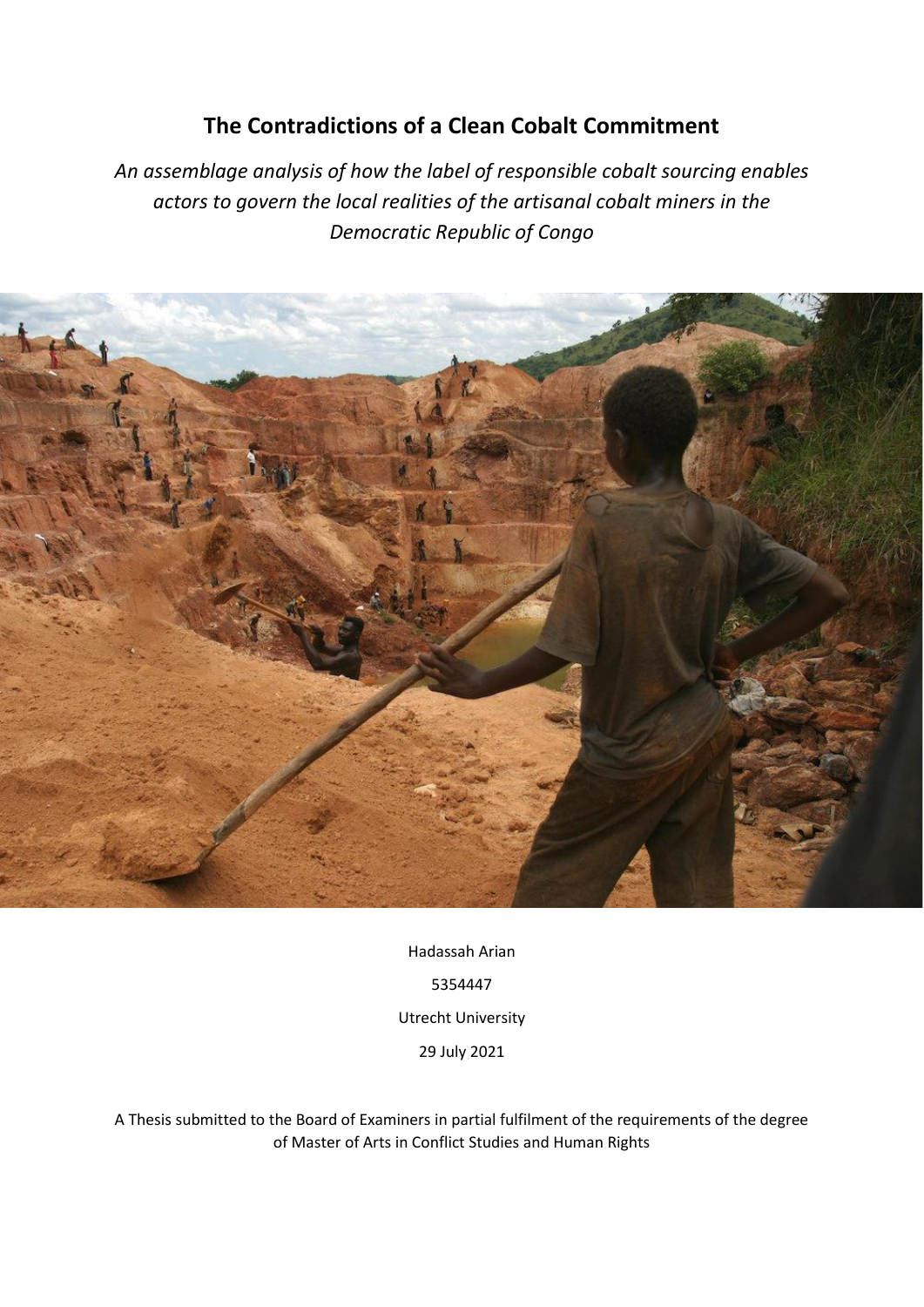# The Contradictions of a Clean Cobalt Commitment

*An assemblage analysis of how the label of responsible cobalt sourcing enables actors to govern the local realities of the artisanal cobalt miners in the Democratic Republic of Congo*

Hadassah Arian

5354447

Utrecht University

29 July 2021

A Thesis submitted to the Board of Examiners in partial fulfilment of the requirements of the degree of Master of Arts in Conflict Studies and Human Rights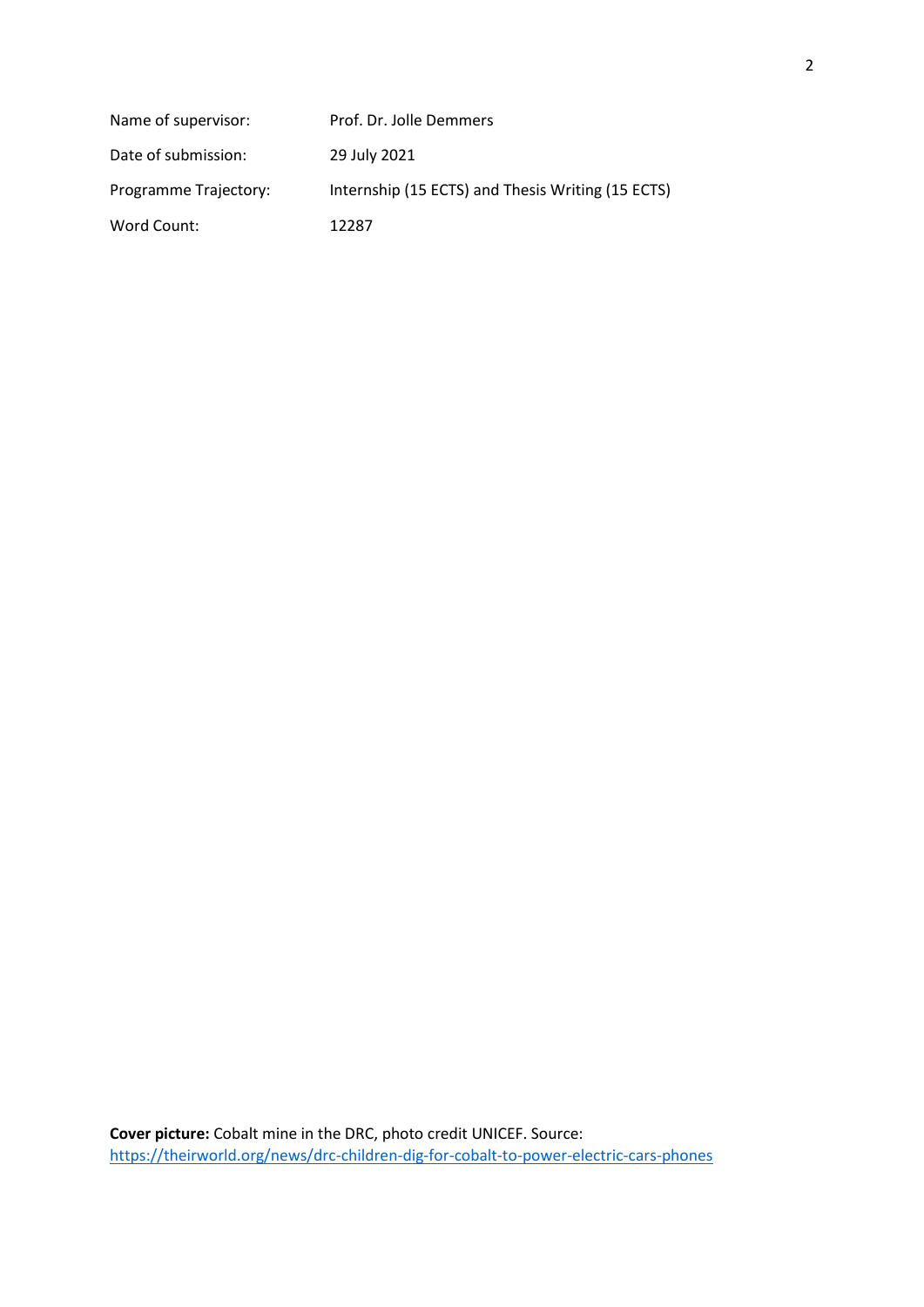| | |
|---|---|
| Name of supervisor: | Prof. Dr. Jolle Demmers |
| Date of submission: | 29 July 2021 |
| Programme Trajectory: | Internship (15 ECTS) and Thesis Writing (15 ECTS) |
| Word Count: | 12287 |

**Cover picture:** Cobalt mine in the DRC, photo credit UNICEF. Source: https://theirworld.org/news/drc-children-dig-for-cobalt-to-power-electric-cars-phones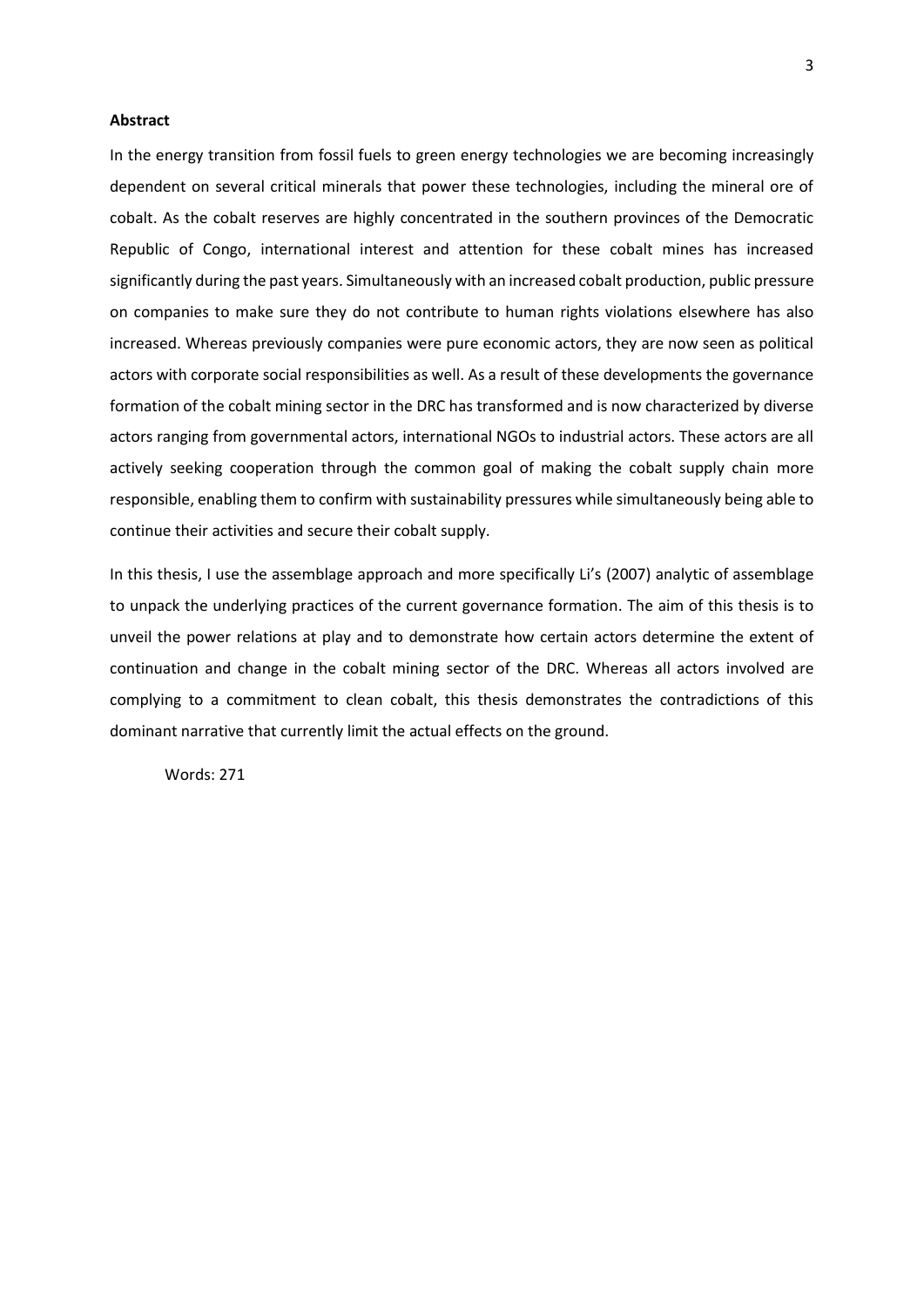**Abstract**

In the energy transition from fossil fuels to green energy technologies we are becoming increasingly dependent on several critical minerals that power these technologies, including the mineral ore of cobalt. As the cobalt reserves are highly concentrated in the southern provinces of the Democratic Republic of Congo, international interest and attention for these cobalt mines has increased significantly during the past years. Simultaneously with an increased cobalt production, public pressure on companies to make sure they do not contribute to human rights violations elsewhere has also increased. Whereas previously companies were pure economic actors, they are now seen as political actors with corporate social responsibilities as well. As a result of these developments the governance formation of the cobalt mining sector in the DRC has transformed and is now characterized by diverse actors ranging from governmental actors, international NGOs to industrial actors. These actors are all actively seeking cooperation through the common goal of making the cobalt supply chain more responsible, enabling them to confirm with sustainability pressures while simultaneously being able to continue their activities and secure their cobalt supply.

In this thesis, I use the assemblage approach and more specifically Li's (2007) analytic of assemblage to unpack the underlying practices of the current governance formation. The aim of this thesis is to unveil the power relations at play and to demonstrate how certain actors determine the extent of continuation and change in the cobalt mining sector of the DRC. Whereas all actors involved are complying to a commitment to clean cobalt, this thesis demonstrates the contradictions of this dominant narrative that currently limit the actual effects on the ground.

Words: 271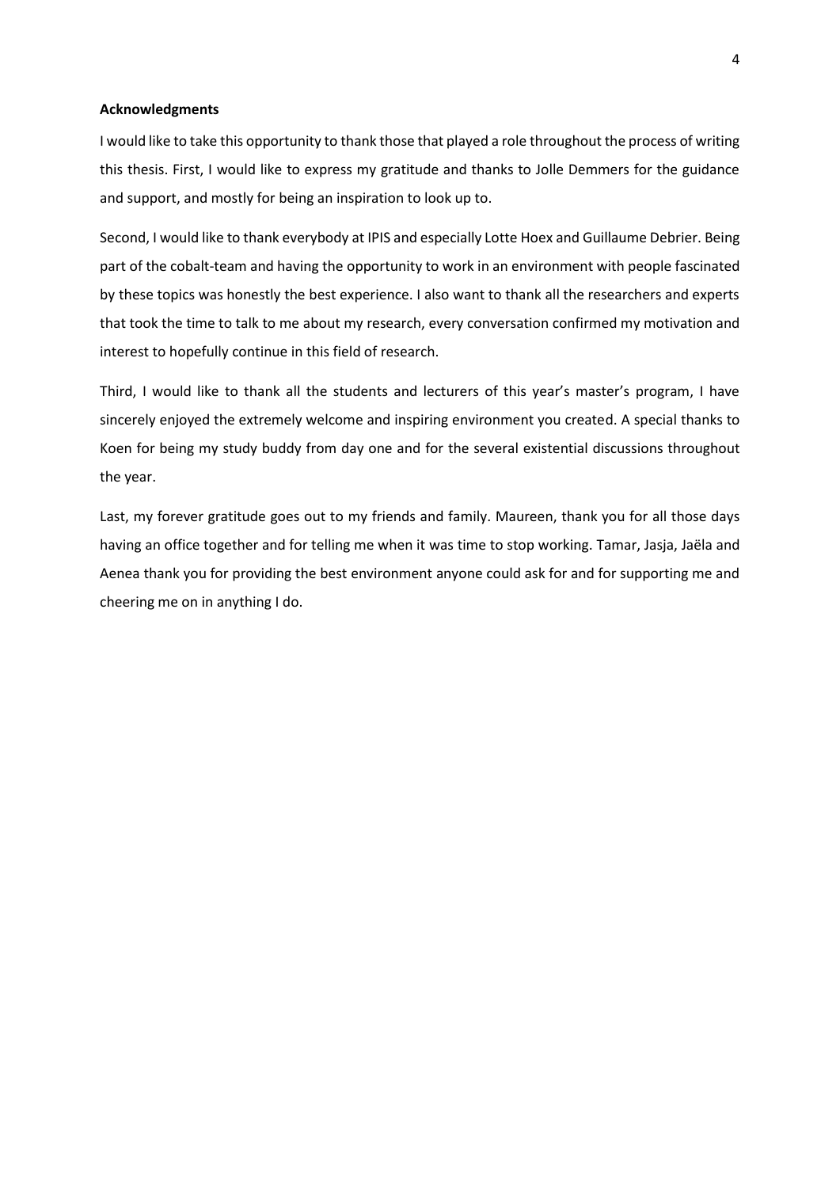**Acknowledgments**

I would like to take this opportunity to thank those that played a role throughout the process of writing this thesis. First, I would like to express my gratitude and thanks to Jolle Demmers for the guidance and support, and mostly for being an inspiration to look up to.

Second, I would like to thank everybody at IPIS and especially Lotte Hoex and Guillaume Debrier. Being part of the cobalt-team and having the opportunity to work in an environment with people fascinated by these topics was honestly the best experience. I also want to thank all the researchers and experts that took the time to talk to me about my research, every conversation confirmed my motivation and interest to hopefully continue in this field of research.

Third, I would like to thank all the students and lecturers of this year's master's program, I have sincerely enjoyed the extremely welcome and inspiring environment you created. A special thanks to Koen for being my study buddy from day one and for the several existential discussions throughout the year.

Last, my forever gratitude goes out to my friends and family. Maureen, thank you for all those days having an office together and for telling me when it was time to stop working. Tamar, Jasja, Jaëla and Aenea thank you for providing the best environment anyone could ask for and for supporting me and cheering me on in anything I do.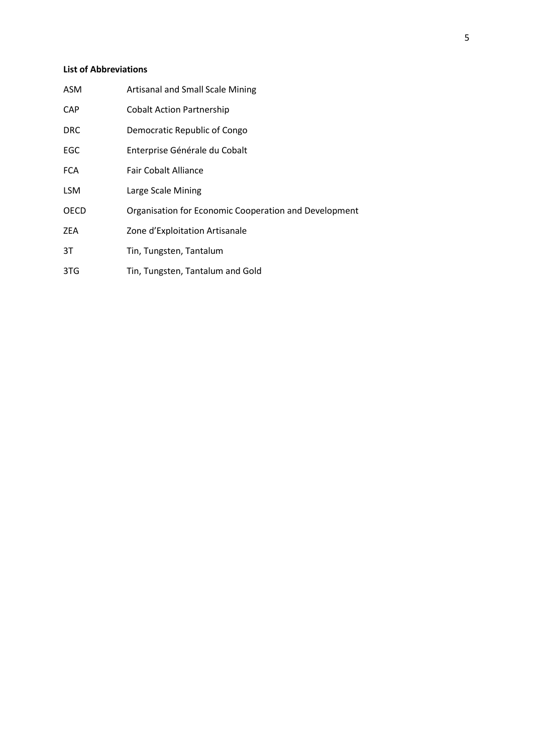**List of Abbreviations**

| | |
|---|---|
| ASM | Artisanal and Small Scale Mining |
| CAP | Cobalt Action Partnership |
| DRC | Democratic Republic of Congo |
| EGC | Enterprise Générale du Cobalt |
| FCA | Fair Cobalt Alliance |
| LSM | Large Scale Mining |
| OECD | Organisation for Economic Cooperation and Development |
| ZEA | Zone d'Exploitation Artisanale |
| 3T | Tin, Tungsten, Tantalum |
| 3TG | Tin, Tungsten, Tantalum and Gold |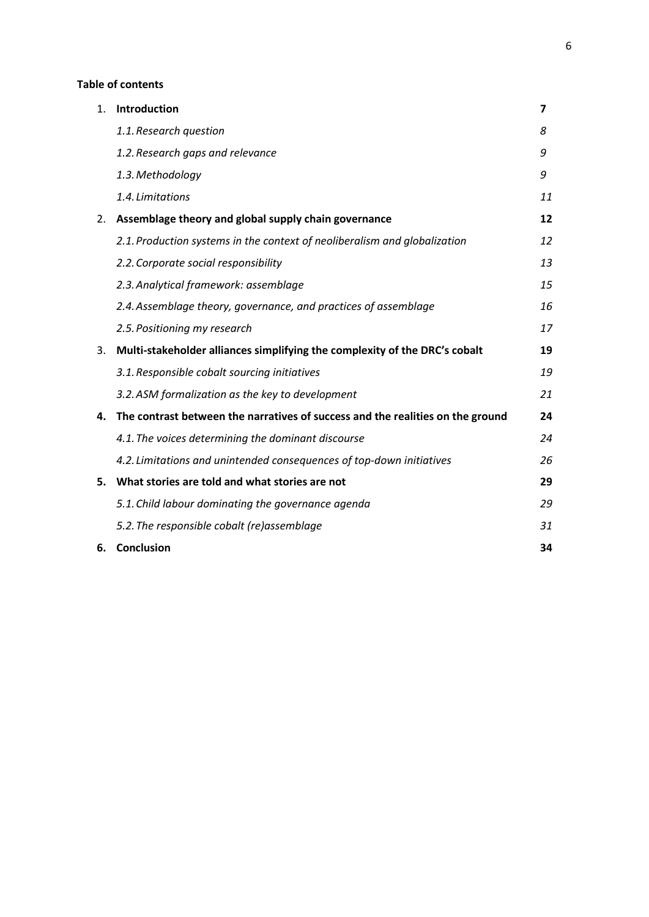**Table of contents**

| | | |
|---|---|---|
| 1. | **Introduction** | **7** |
| | *1.1. Research question* | *8* |
| | *1.2. Research gaps and relevance* | *9* |
| | *1.3. Methodology* | *9* |
| | *1.4. Limitations* | *11* |
| 2. | **Assemblage theory and global supply chain governance** | **12** |
| | *2.1. Production systems in the context of neoliberalism and globalization* | *12* |
| | *2.2. Corporate social responsibility* | *13* |
| | *2.3. Analytical framework: assemblage* | *15* |
| | *2.4. Assemblage theory, governance, and practices of assemblage* | *16* |
| | *2.5. Positioning my research* | *17* |
| 3. | **Multi-stakeholder alliances simplifying the complexity of the DRC's cobalt** | **19** |
| | *3.1. Responsible cobalt sourcing initiatives* | *19* |
| | *3.2. ASM formalization as the key to development* | *21* |
| **4.** | **The contrast between the narratives of success and the realities on the ground** | **24** |
| | *4.1. The voices determining the dominant discourse* | *24* |
| | *4.2. Limitations and unintended consequences of top-down initiatives* | *26* |
| **5.** | **What stories are told and what stories are not** | **29** |
| | *5.1. Child labour dominating the governance agenda* | *29* |
| | *5.2. The responsible cobalt (re)assemblage* | *31* |
| **6.** | **Conclusion** | **34** |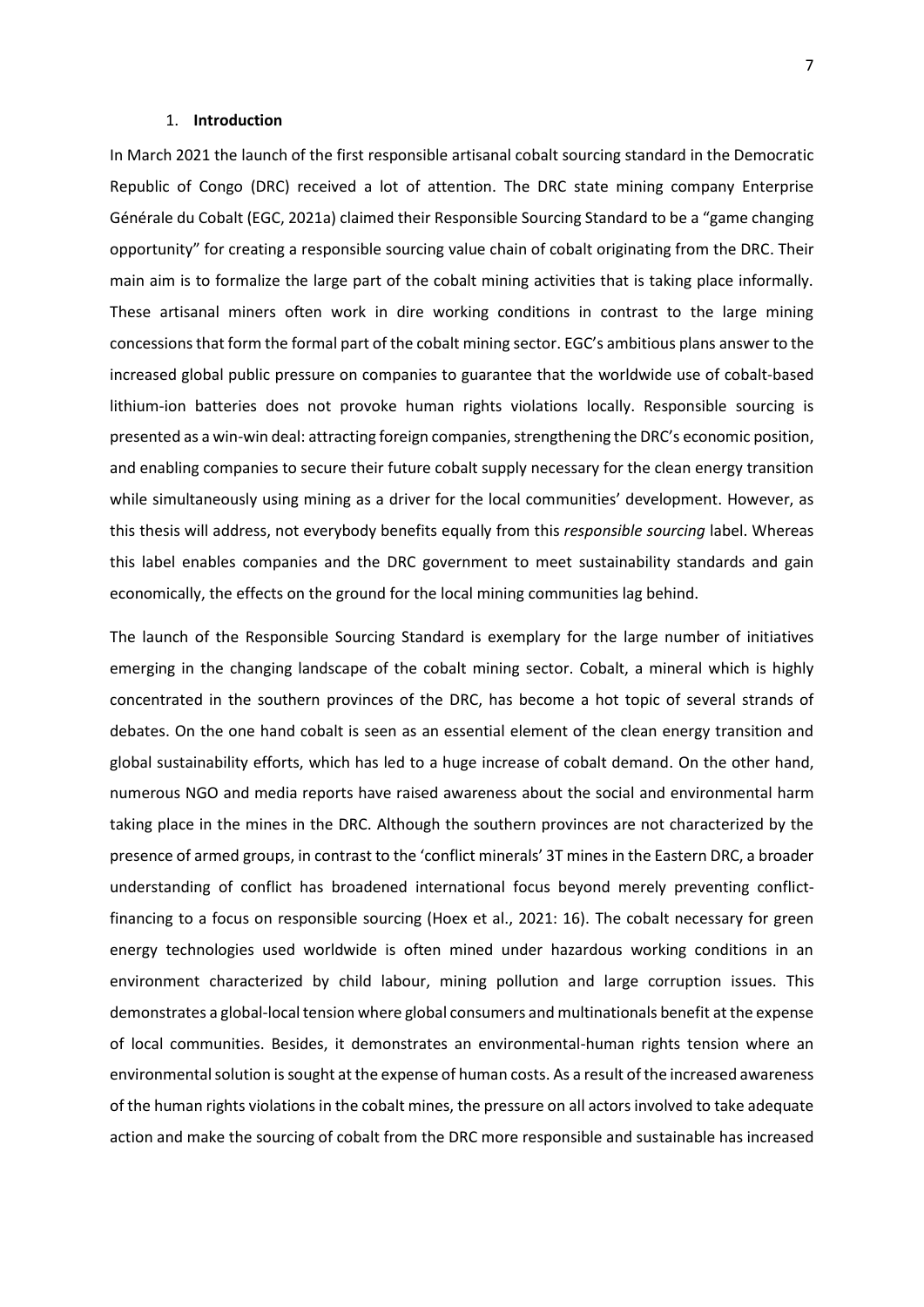## 1. **Introduction**

In March 2021 the launch of the first responsible artisanal cobalt sourcing standard in the Democratic Republic of Congo (DRC) received a lot of attention. The DRC state mining company Enterprise Générale du Cobalt (EGC, 2021a) claimed their Responsible Sourcing Standard to be a "game changing opportunity" for creating a responsible sourcing value chain of cobalt originating from the DRC. Their main aim is to formalize the large part of the cobalt mining activities that is taking place informally. These artisanal miners often work in dire working conditions in contrast to the large mining concessions that form the formal part of the cobalt mining sector. EGC's ambitious plans answer to the increased global public pressure on companies to guarantee that the worldwide use of cobalt-based lithium-ion batteries does not provoke human rights violations locally. Responsible sourcing is presented as a win-win deal: attracting foreign companies, strengthening the DRC's economic position, and enabling companies to secure their future cobalt supply necessary for the clean energy transition while simultaneously using mining as a driver for the local communities' development. However, as this thesis will address, not everybody benefits equally from this *responsible sourcing* label. Whereas this label enables companies and the DRC government to meet sustainability standards and gain economically, the effects on the ground for the local mining communities lag behind.

The launch of the Responsible Sourcing Standard is exemplary for the large number of initiatives emerging in the changing landscape of the cobalt mining sector. Cobalt, a mineral which is highly concentrated in the southern provinces of the DRC, has become a hot topic of several strands of debates. On the one hand cobalt is seen as an essential element of the clean energy transition and global sustainability efforts, which has led to a huge increase of cobalt demand. On the other hand, numerous NGO and media reports have raised awareness about the social and environmental harm taking place in the mines in the DRC. Although the southern provinces are not characterized by the presence of armed groups, in contrast to the 'conflict minerals' 3T mines in the Eastern DRC, a broader understanding of conflict has broadened international focus beyond merely preventing conflict-financing to a focus on responsible sourcing (Hoex et al., 2021: 16). The cobalt necessary for green energy technologies used worldwide is often mined under hazardous working conditions in an environment characterized by child labour, mining pollution and large corruption issues. This demonstrates a global-local tension where global consumers and multinationals benefit at the expense of local communities. Besides, it demonstrates an environmental-human rights tension where an environmental solution is sought at the expense of human costs. As a result of the increased awareness of the human rights violations in the cobalt mines, the pressure on all actors involved to take adequate action and make the sourcing of cobalt from the DRC more responsible and sustainable has increased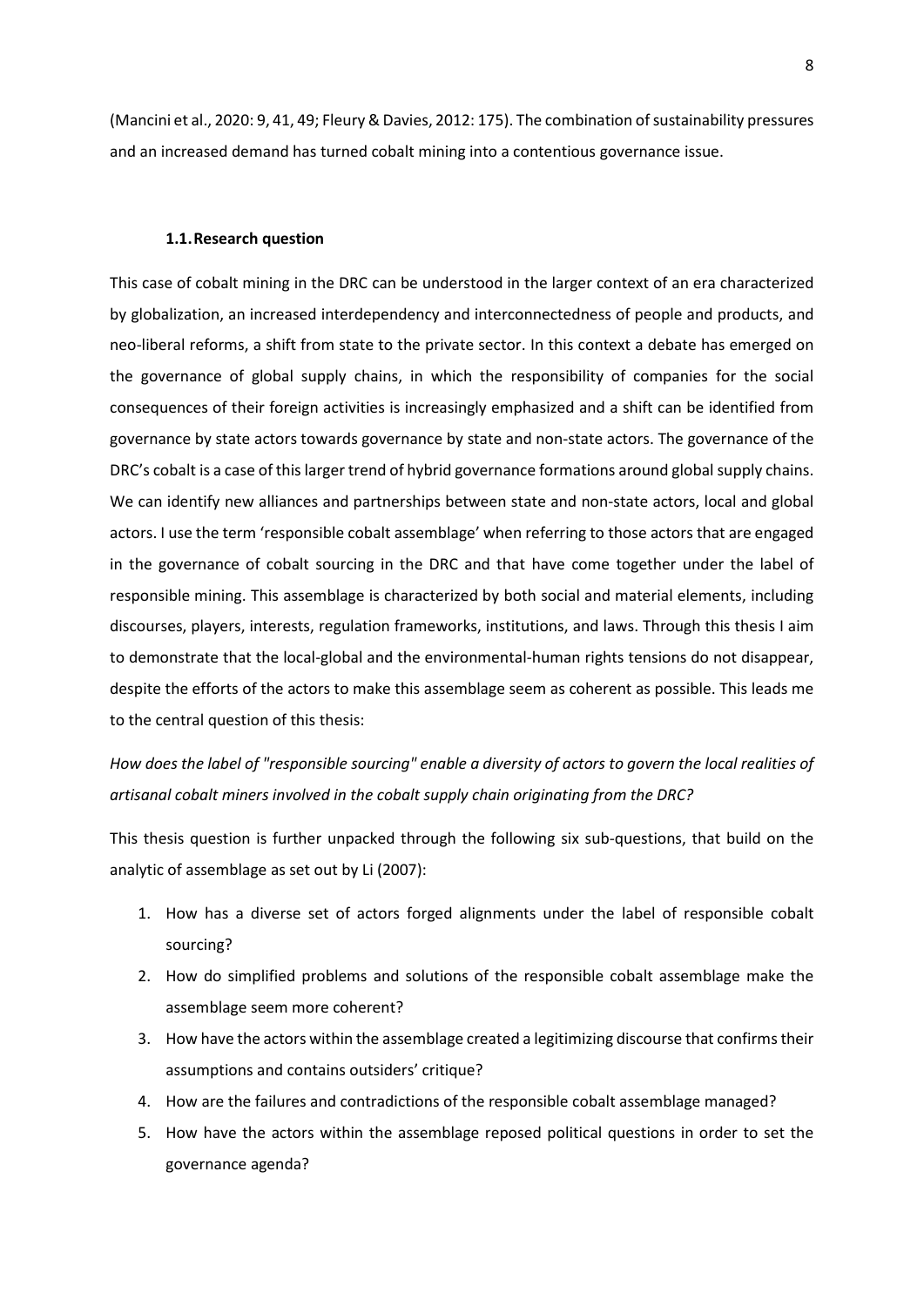(Mancini et al., 2020: 9, 41, 49; Fleury & Davies, 2012: 175). The combination of sustainability pressures and an increased demand has turned cobalt mining into a contentious governance issue.

### 1.1. Research question

This case of cobalt mining in the DRC can be understood in the larger context of an era characterized by globalization, an increased interdependency and interconnectedness of people and products, and neo-liberal reforms, a shift from state to the private sector. In this context a debate has emerged on the governance of global supply chains, in which the responsibility of companies for the social consequences of their foreign activities is increasingly emphasized and a shift can be identified from governance by state actors towards governance by state and non-state actors. The governance of the DRC's cobalt is a case of this larger trend of hybrid governance formations around global supply chains. We can identify new alliances and partnerships between state and non-state actors, local and global actors. I use the term 'responsible cobalt assemblage' when referring to those actors that are engaged in the governance of cobalt sourcing in the DRC and that have come together under the label of responsible mining. This assemblage is characterized by both social and material elements, including discourses, players, interests, regulation frameworks, institutions, and laws. Through this thesis I aim to demonstrate that the local-global and the environmental-human rights tensions do not disappear, despite the efforts of the actors to make this assemblage seem as coherent as possible. This leads me to the central question of this thesis:

*How does the label of "responsible sourcing" enable a diversity of actors to govern the local realities of artisanal cobalt miners involved in the cobalt supply chain originating from the DRC?*

This thesis question is further unpacked through the following six sub-questions, that build on the analytic of assemblage as set out by Li (2007):

1. How has a diverse set of actors forged alignments under the label of responsible cobalt sourcing?
2. How do simplified problems and solutions of the responsible cobalt assemblage make the assemblage seem more coherent?
3. How have the actors within the assemblage created a legitimizing discourse that confirms their assumptions and contains outsiders' critique?
4. How are the failures and contradictions of the responsible cobalt assemblage managed?
5. How have the actors within the assemblage reposed political questions in order to set the governance agenda?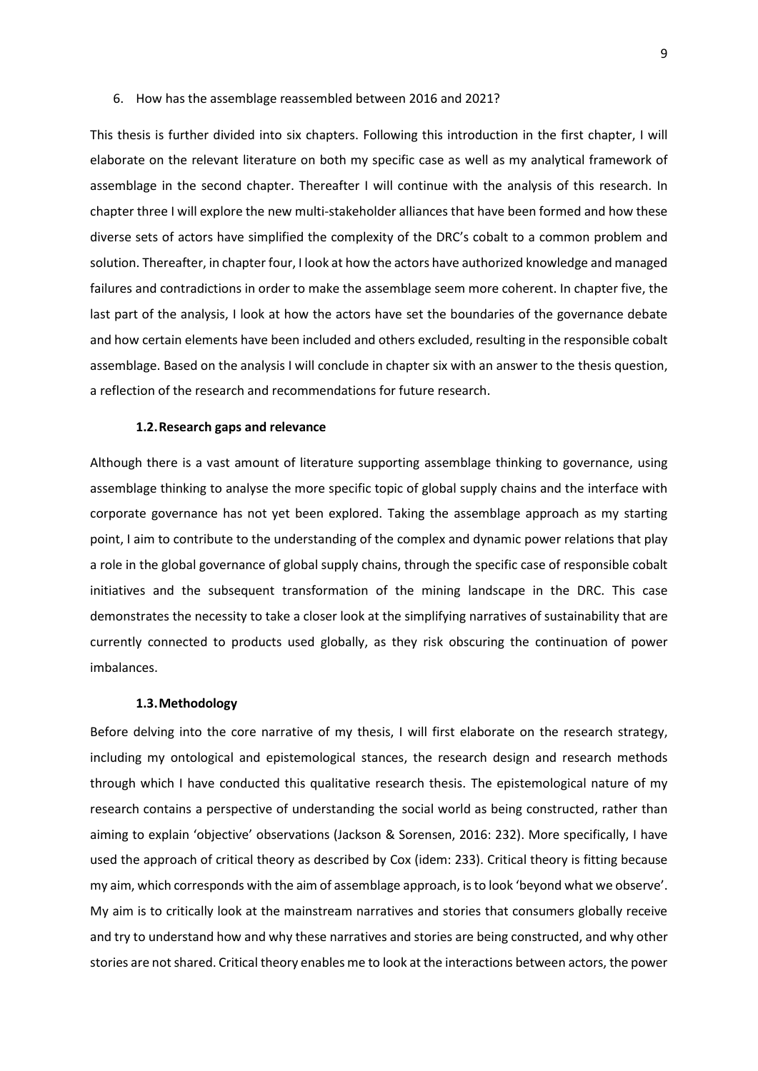6. How has the assemblage reassembled between 2016 and 2021?

This thesis is further divided into six chapters. Following this introduction in the first chapter, I will elaborate on the relevant literature on both my specific case as well as my analytical framework of assemblage in the second chapter. Thereafter I will continue with the analysis of this research. In chapter three I will explore the new multi-stakeholder alliances that have been formed and how these diverse sets of actors have simplified the complexity of the DRC's cobalt to a common problem and solution. Thereafter, in chapter four, I look at how the actors have authorized knowledge and managed failures and contradictions in order to make the assemblage seem more coherent. In chapter five, the last part of the analysis, I look at how the actors have set the boundaries of the governance debate and how certain elements have been included and others excluded, resulting in the responsible cobalt assemblage. Based on the analysis I will conclude in chapter six with an answer to the thesis question, a reflection of the research and recommendations for future research.

### 1.2. Research gaps and relevance

Although there is a vast amount of literature supporting assemblage thinking to governance, using assemblage thinking to analyse the more specific topic of global supply chains and the interface with corporate governance has not yet been explored. Taking the assemblage approach as my starting point, I aim to contribute to the understanding of the complex and dynamic power relations that play a role in the global governance of global supply chains, through the specific case of responsible cobalt initiatives and the subsequent transformation of the mining landscape in the DRC. This case demonstrates the necessity to take a closer look at the simplifying narratives of sustainability that are currently connected to products used globally, as they risk obscuring the continuation of power imbalances.

### 1.3. Methodology

Before delving into the core narrative of my thesis, I will first elaborate on the research strategy, including my ontological and epistemological stances, the research design and research methods through which I have conducted this qualitative research thesis. The epistemological nature of my research contains a perspective of understanding the social world as being constructed, rather than aiming to explain 'objective' observations (Jackson & Sorensen, 2016: 232). More specifically, I have used the approach of critical theory as described by Cox (idem: 233). Critical theory is fitting because my aim, which corresponds with the aim of assemblage approach, is to look 'beyond what we observe'. My aim is to critically look at the mainstream narratives and stories that consumers globally receive and try to understand how and why these narratives and stories are being constructed, and why other stories are not shared. Critical theory enables me to look at the interactions between actors, the power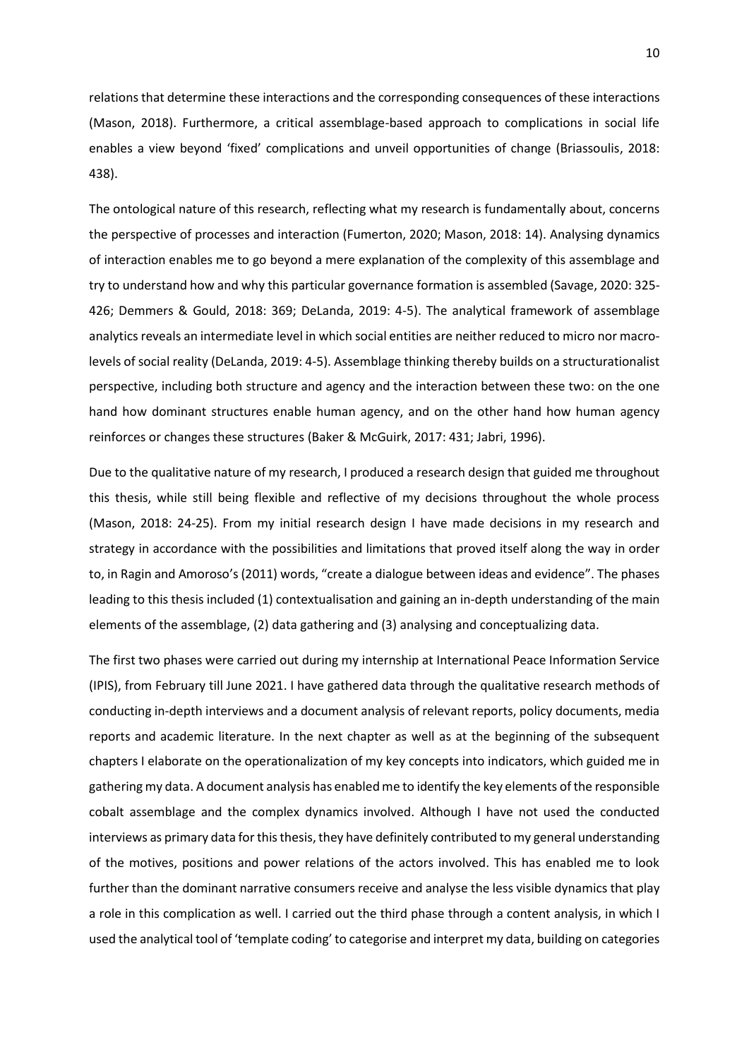relations that determine these interactions and the corresponding consequences of these interactions (Mason, 2018). Furthermore, a critical assemblage-based approach to complications in social life enables a view beyond 'fixed' complications and unveil opportunities of change (Briassoulis, 2018: 438).

The ontological nature of this research, reflecting what my research is fundamentally about, concerns the perspective of processes and interaction (Fumerton, 2020; Mason, 2018: 14). Analysing dynamics of interaction enables me to go beyond a mere explanation of the complexity of this assemblage and try to understand how and why this particular governance formation is assembled (Savage, 2020: 325-426; Demmers & Gould, 2018: 369; DeLanda, 2019: 4-5). The analytical framework of assemblage analytics reveals an intermediate level in which social entities are neither reduced to micro nor macro-levels of social reality (DeLanda, 2019: 4-5). Assemblage thinking thereby builds on a structurationalist perspective, including both structure and agency and the interaction between these two: on the one hand how dominant structures enable human agency, and on the other hand how human agency reinforces or changes these structures (Baker & McGuirk, 2017: 431; Jabri, 1996).

Due to the qualitative nature of my research, I produced a research design that guided me throughout this thesis, while still being flexible and reflective of my decisions throughout the whole process (Mason, 2018: 24-25). From my initial research design I have made decisions in my research and strategy in accordance with the possibilities and limitations that proved itself along the way in order to, in Ragin and Amoroso's (2011) words, "create a dialogue between ideas and evidence". The phases leading to this thesis included (1) contextualisation and gaining an in-depth understanding of the main elements of the assemblage, (2) data gathering and (3) analysing and conceptualizing data.

The first two phases were carried out during my internship at International Peace Information Service (IPIS), from February till June 2021. I have gathered data through the qualitative research methods of conducting in-depth interviews and a document analysis of relevant reports, policy documents, media reports and academic literature. In the next chapter as well as at the beginning of the subsequent chapters I elaborate on the operationalization of my key concepts into indicators, which guided me in gathering my data. A document analysis has enabled me to identify the key elements of the responsible cobalt assemblage and the complex dynamics involved. Although I have not used the conducted interviews as primary data for this thesis, they have definitely contributed to my general understanding of the motives, positions and power relations of the actors involved. This has enabled me to look further than the dominant narrative consumers receive and analyse the less visible dynamics that play a role in this complication as well. I carried out the third phase through a content analysis, in which I used the analytical tool of 'template coding' to categorise and interpret my data, building on categories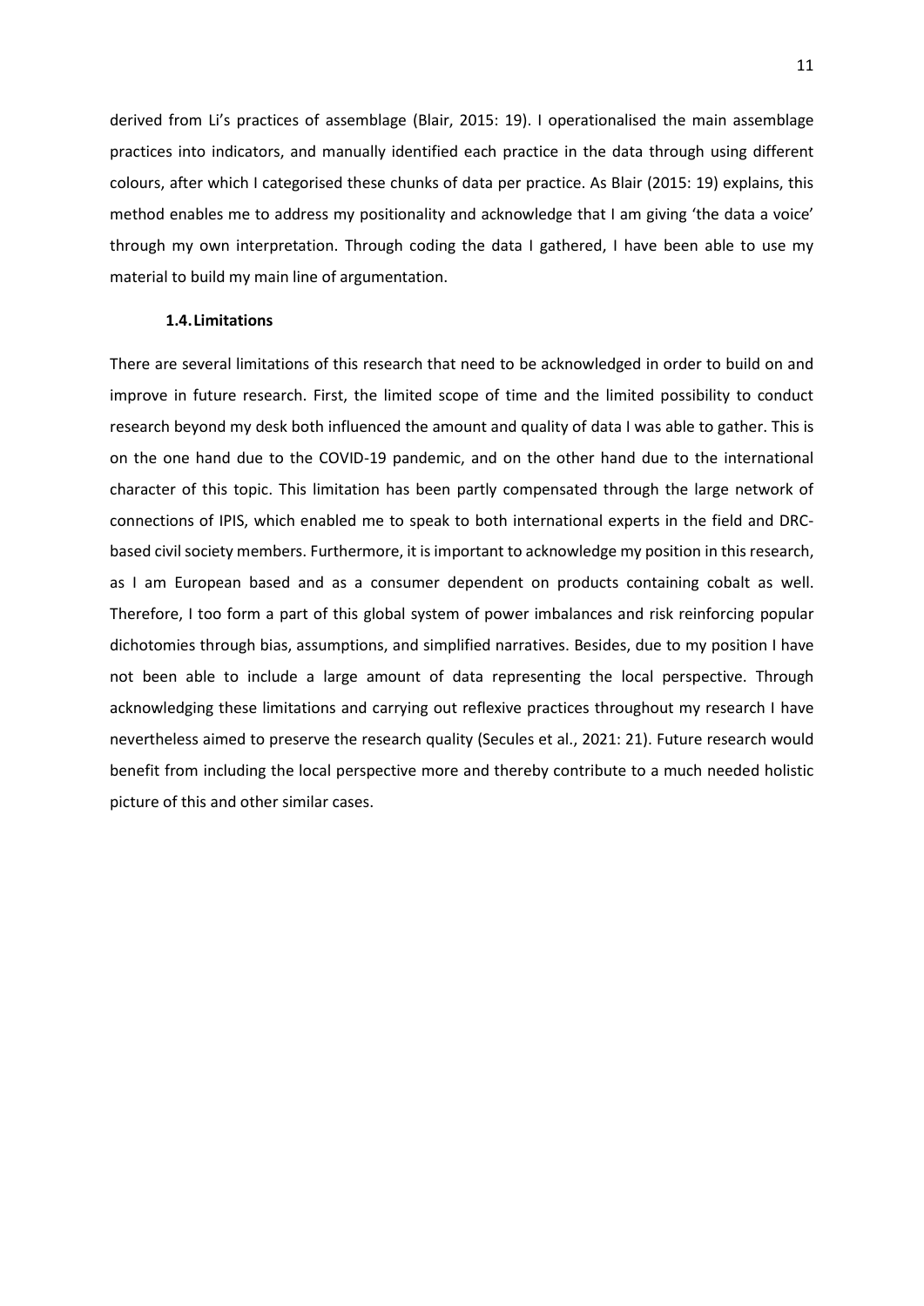derived from Li's practices of assemblage (Blair, 2015: 19). I operationalised the main assemblage practices into indicators, and manually identified each practice in the data through using different colours, after which I categorised these chunks of data per practice. As Blair (2015: 19) explains, this method enables me to address my positionality and acknowledge that I am giving 'the data a voice' through my own interpretation. Through coding the data I gathered, I have been able to use my material to build my main line of argumentation.

### 1.4. Limitations

There are several limitations of this research that need to be acknowledged in order to build on and improve in future research. First, the limited scope of time and the limited possibility to conduct research beyond my desk both influenced the amount and quality of data I was able to gather. This is on the one hand due to the COVID-19 pandemic, and on the other hand due to the international character of this topic. This limitation has been partly compensated through the large network of connections of IPIS, which enabled me to speak to both international experts in the field and DRC-based civil society members. Furthermore, it is important to acknowledge my position in this research, as I am European based and as a consumer dependent on products containing cobalt as well. Therefore, I too form a part of this global system of power imbalances and risk reinforcing popular dichotomies through bias, assumptions, and simplified narratives. Besides, due to my position I have not been able to include a large amount of data representing the local perspective. Through acknowledging these limitations and carrying out reflexive practices throughout my research I have nevertheless aimed to preserve the research quality (Secules et al., 2021: 21). Future research would benefit from including the local perspective more and thereby contribute to a much needed holistic picture of this and other similar cases.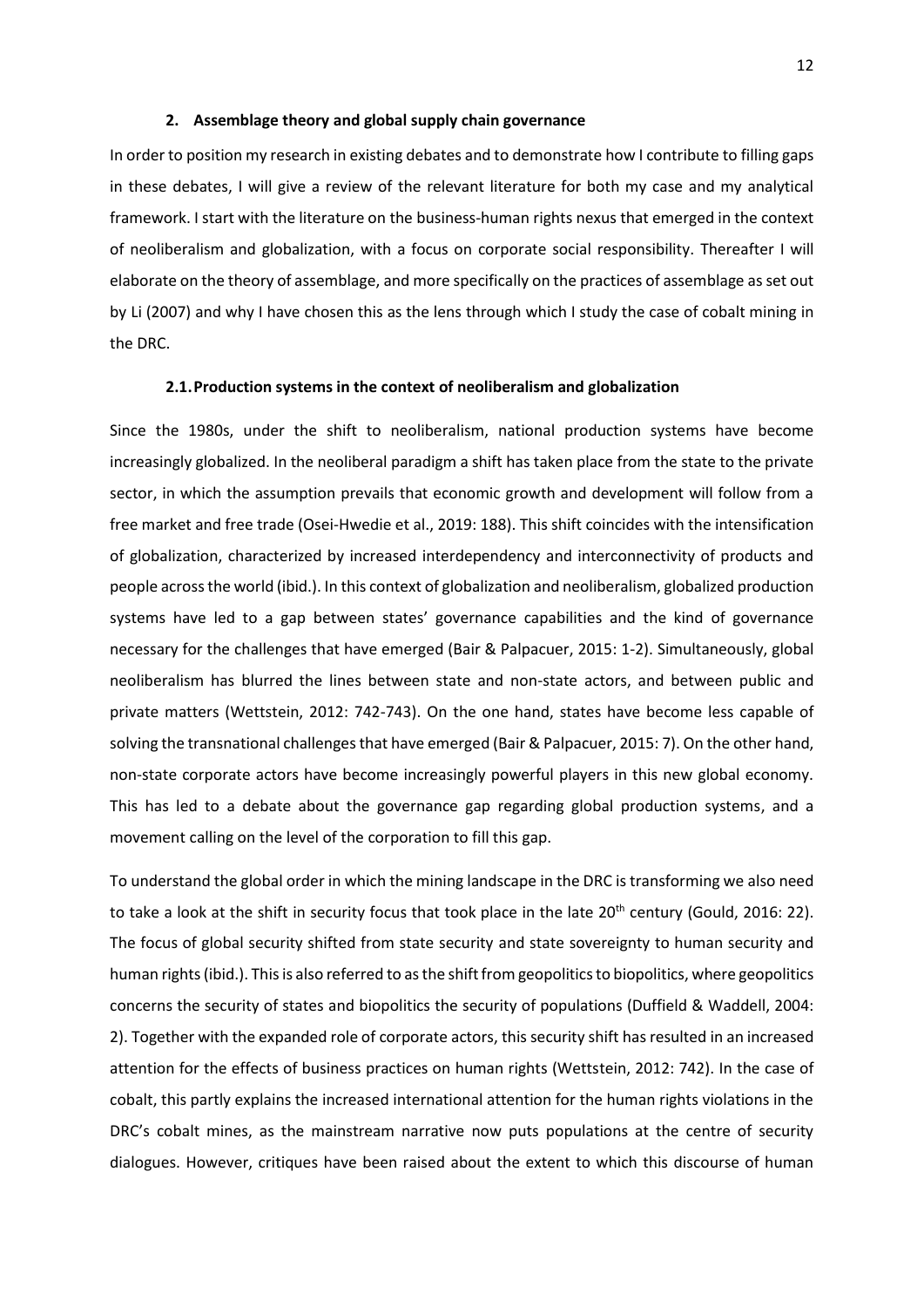## 2. Assemblage theory and global supply chain governance

In order to position my research in existing debates and to demonstrate how I contribute to filling gaps in these debates, I will give a review of the relevant literature for both my case and my analytical framework. I start with the literature on the business-human rights nexus that emerged in the context of neoliberalism and globalization, with a focus on corporate social responsibility. Thereafter I will elaborate on the theory of assemblage, and more specifically on the practices of assemblage as set out by Li (2007) and why I have chosen this as the lens through which I study the case of cobalt mining in the DRC.

### 2.1. Production systems in the context of neoliberalism and globalization

Since the 1980s, under the shift to neoliberalism, national production systems have become increasingly globalized. In the neoliberal paradigm a shift has taken place from the state to the private sector, in which the assumption prevails that economic growth and development will follow from a free market and free trade (Osei-Hwedie et al., 2019: 188). This shift coincides with the intensification of globalization, characterized by increased interdependency and interconnectivity of products and people across the world (ibid.). In this context of globalization and neoliberalism, globalized production systems have led to a gap between states' governance capabilities and the kind of governance necessary for the challenges that have emerged (Bair & Palpacuer, 2015: 1-2). Simultaneously, global neoliberalism has blurred the lines between state and non-state actors, and between public and private matters (Wettstein, 2012: 742-743). On the one hand, states have become less capable of solving the transnational challenges that have emerged (Bair & Palpacuer, 2015: 7). On the other hand, non-state corporate actors have become increasingly powerful players in this new global economy. This has led to a debate about the governance gap regarding global production systems, and a movement calling on the level of the corporation to fill this gap.

To understand the global order in which the mining landscape in the DRC is transforming we also need to take a look at the shift in security focus that took place in the late 20th century (Gould, 2016: 22). The focus of global security shifted from state security and state sovereignty to human security and human rights (ibid.). This is also referred to as the shift from geopolitics to biopolitics, where geopolitics concerns the security of states and biopolitics the security of populations (Duffield & Waddell, 2004: 2). Together with the expanded role of corporate actors, this security shift has resulted in an increased attention for the effects of business practices on human rights (Wettstein, 2012: 742). In the case of cobalt, this partly explains the increased international attention for the human rights violations in the DRC's cobalt mines, as the mainstream narrative now puts populations at the centre of security dialogues. However, critiques have been raised about the extent to which this discourse of human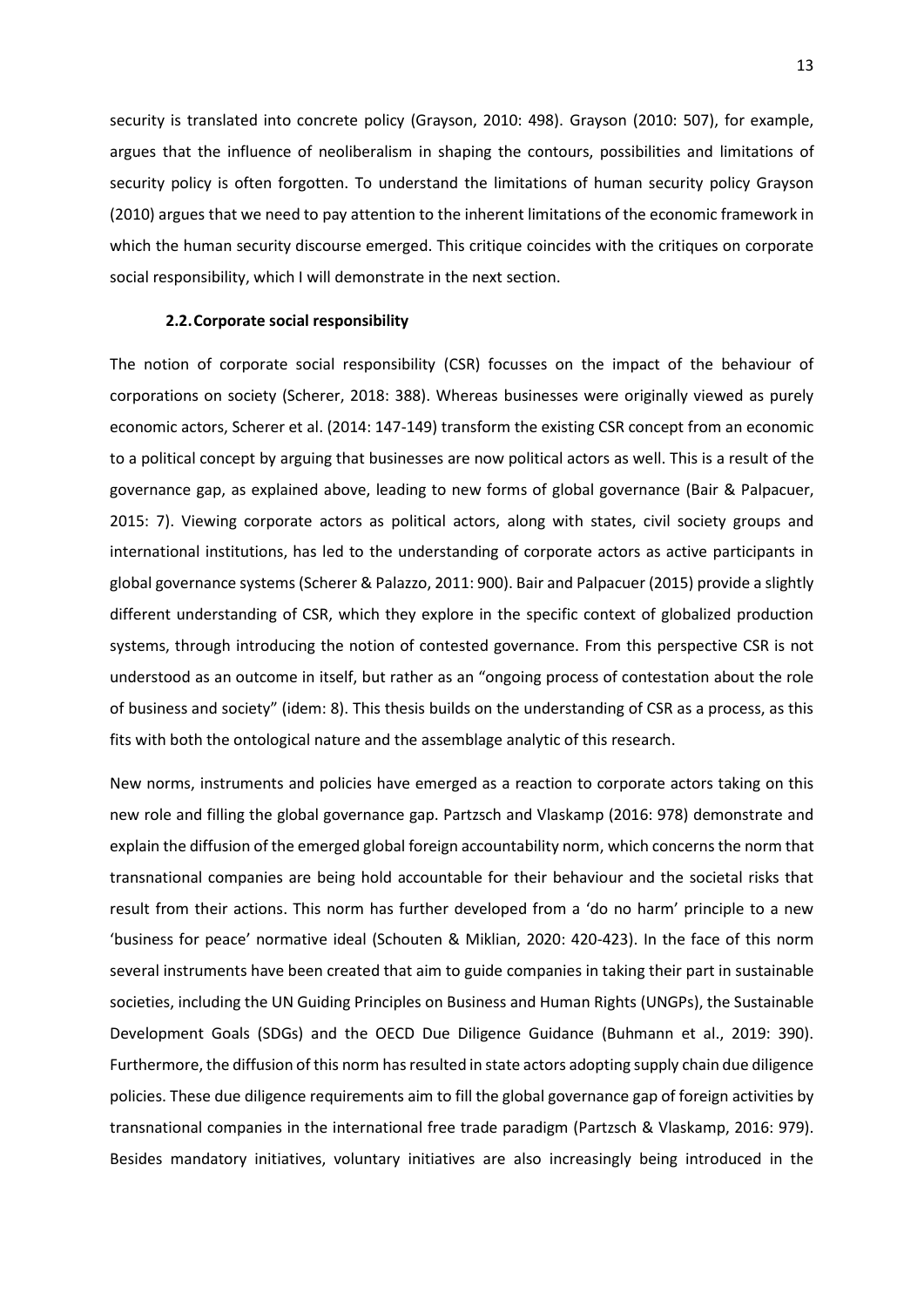security is translated into concrete policy (Grayson, 2010: 498). Grayson (2010: 507), for example, argues that the influence of neoliberalism in shaping the contours, possibilities and limitations of security policy is often forgotten. To understand the limitations of human security policy Grayson (2010) argues that we need to pay attention to the inherent limitations of the economic framework in which the human security discourse emerged. This critique coincides with the critiques on corporate social responsibility, which I will demonstrate in the next section.

### 2.2. Corporate social responsibility

The notion of corporate social responsibility (CSR) focusses on the impact of the behaviour of corporations on society (Scherer, 2018: 388). Whereas businesses were originally viewed as purely economic actors, Scherer et al. (2014: 147-149) transform the existing CSR concept from an economic to a political concept by arguing that businesses are now political actors as well. This is a result of the governance gap, as explained above, leading to new forms of global governance (Bair & Palpacuer, 2015: 7). Viewing corporate actors as political actors, along with states, civil society groups and international institutions, has led to the understanding of corporate actors as active participants in global governance systems (Scherer & Palazzo, 2011: 900). Bair and Palpacuer (2015) provide a slightly different understanding of CSR, which they explore in the specific context of globalized production systems, through introducing the notion of contested governance. From this perspective CSR is not understood as an outcome in itself, but rather as an "ongoing process of contestation about the role of business and society" (idem: 8). This thesis builds on the understanding of CSR as a process, as this fits with both the ontological nature and the assemblage analytic of this research.

New norms, instruments and policies have emerged as a reaction to corporate actors taking on this new role and filling the global governance gap. Partzsch and Vlaskamp (2016: 978) demonstrate and explain the diffusion of the emerged global foreign accountability norm, which concerns the norm that transnational companies are being hold accountable for their behaviour and the societal risks that result from their actions. This norm has further developed from a 'do no harm' principle to a new 'business for peace' normative ideal (Schouten & Miklian, 2020: 420-423). In the face of this norm several instruments have been created that aim to guide companies in taking their part in sustainable societies, including the UN Guiding Principles on Business and Human Rights (UNGPs), the Sustainable Development Goals (SDGs) and the OECD Due Diligence Guidance (Buhmann et al., 2019: 390). Furthermore, the diffusion of this norm has resulted in state actors adopting supply chain due diligence policies. These due diligence requirements aim to fill the global governance gap of foreign activities by transnational companies in the international free trade paradigm (Partzsch & Vlaskamp, 2016: 979). Besides mandatory initiatives, voluntary initiatives are also increasingly being introduced in the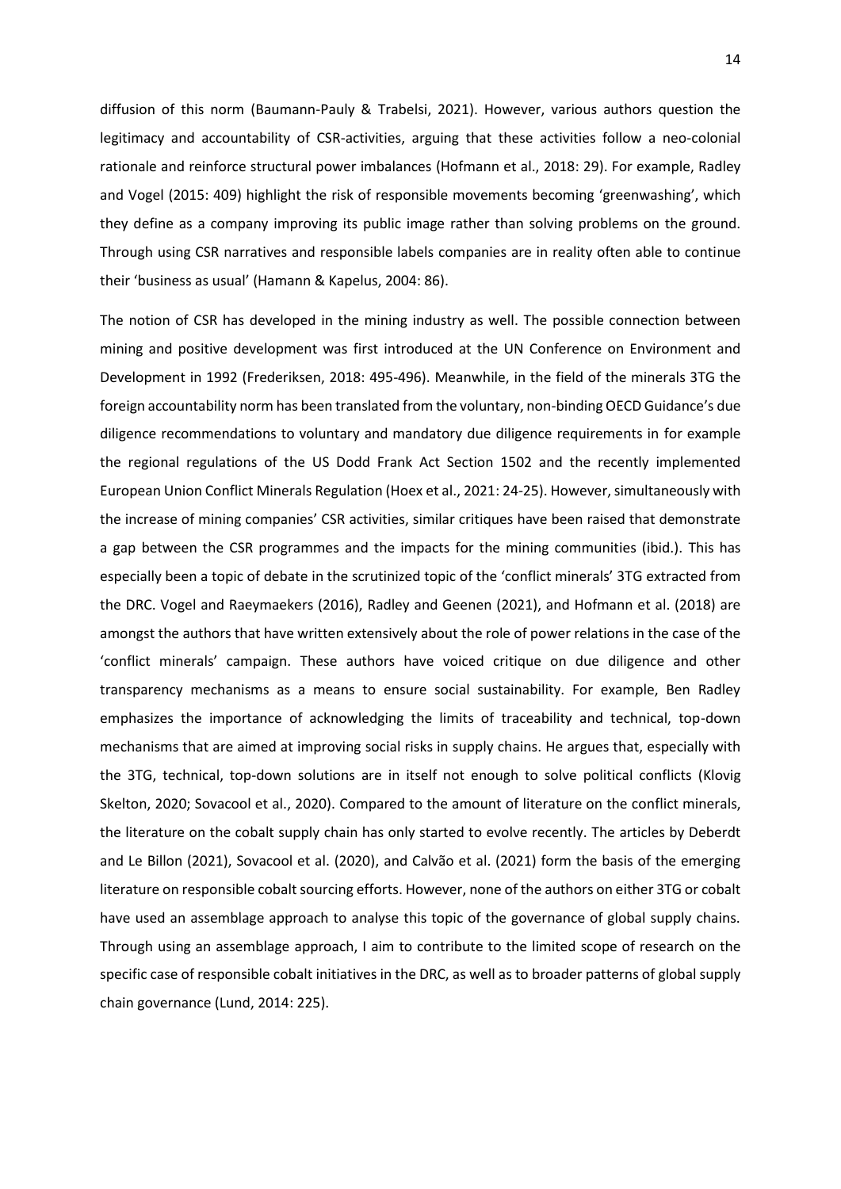diffusion of this norm (Baumann-Pauly & Trabelsi, 2021). However, various authors question the legitimacy and accountability of CSR-activities, arguing that these activities follow a neo-colonial rationale and reinforce structural power imbalances (Hofmann et al., 2018: 29). For example, Radley and Vogel (2015: 409) highlight the risk of responsible movements becoming 'greenwashing', which they define as a company improving its public image rather than solving problems on the ground. Through using CSR narratives and responsible labels companies are in reality often able to continue their 'business as usual' (Hamann & Kapelus, 2004: 86).

The notion of CSR has developed in the mining industry as well. The possible connection between mining and positive development was first introduced at the UN Conference on Environment and Development in 1992 (Frederiksen, 2018: 495-496). Meanwhile, in the field of the minerals 3TG the foreign accountability norm has been translated from the voluntary, non-binding OECD Guidance's due diligence recommendations to voluntary and mandatory due diligence requirements in for example the regional regulations of the US Dodd Frank Act Section 1502 and the recently implemented European Union Conflict Minerals Regulation (Hoex et al., 2021: 24-25). However, simultaneously with the increase of mining companies' CSR activities, similar critiques have been raised that demonstrate a gap between the CSR programmes and the impacts for the mining communities (ibid.). This has especially been a topic of debate in the scrutinized topic of the 'conflict minerals' 3TG extracted from the DRC. Vogel and Raeymaekers (2016), Radley and Geenen (2021), and Hofmann et al. (2018) are amongst the authors that have written extensively about the role of power relations in the case of the 'conflict minerals' campaign. These authors have voiced critique on due diligence and other transparency mechanisms as a means to ensure social sustainability. For example, Ben Radley emphasizes the importance of acknowledging the limits of traceability and technical, top-down mechanisms that are aimed at improving social risks in supply chains. He argues that, especially with the 3TG, technical, top-down solutions are in itself not enough to solve political conflicts (Klovig Skelton, 2020; Sovacool et al., 2020). Compared to the amount of literature on the conflict minerals, the literature on the cobalt supply chain has only started to evolve recently. The articles by Deberdt and Le Billon (2021), Sovacool et al. (2020), and Calvão et al. (2021) form the basis of the emerging literature on responsible cobalt sourcing efforts. However, none of the authors on either 3TG or cobalt have used an assemblage approach to analyse this topic of the governance of global supply chains. Through using an assemblage approach, I aim to contribute to the limited scope of research on the specific case of responsible cobalt initiatives in the DRC, as well as to broader patterns of global supply chain governance (Lund, 2014: 225).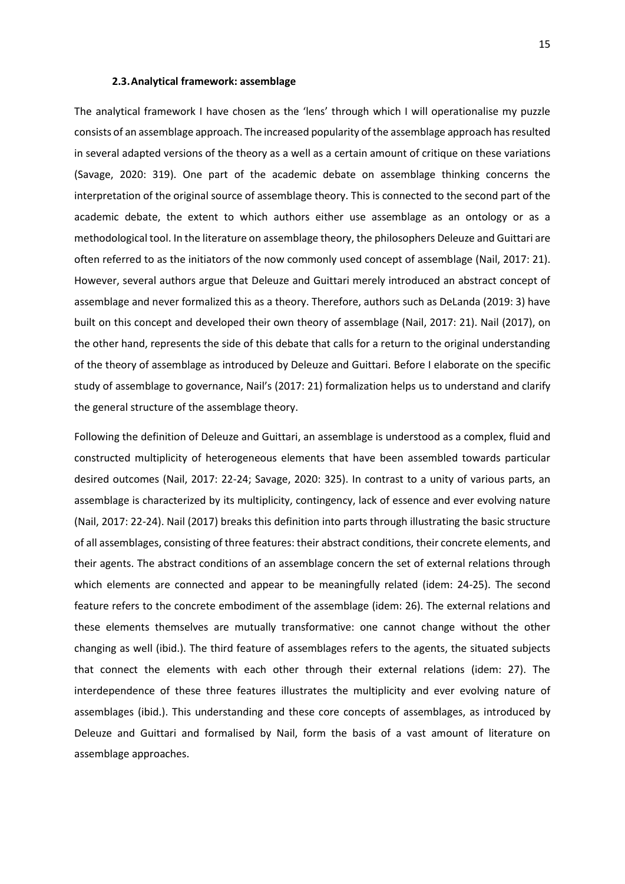### 2.3. Analytical framework: assemblage

The analytical framework I have chosen as the 'lens' through which I will operationalise my puzzle consists of an assemblage approach. The increased popularity of the assemblage approach has resulted in several adapted versions of the theory as a well as a certain amount of critique on these variations (Savage, 2020: 319). One part of the academic debate on assemblage thinking concerns the interpretation of the original source of assemblage theory. This is connected to the second part of the academic debate, the extent to which authors either use assemblage as an ontology or as a methodological tool. In the literature on assemblage theory, the philosophers Deleuze and Guittari are often referred to as the initiators of the now commonly used concept of assemblage (Nail, 2017: 21). However, several authors argue that Deleuze and Guittari merely introduced an abstract concept of assemblage and never formalized this as a theory. Therefore, authors such as DeLanda (2019: 3) have built on this concept and developed their own theory of assemblage (Nail, 2017: 21). Nail (2017), on the other hand, represents the side of this debate that calls for a return to the original understanding of the theory of assemblage as introduced by Deleuze and Guittari. Before I elaborate on the specific study of assemblage to governance, Nail's (2017: 21) formalization helps us to understand and clarify the general structure of the assemblage theory.

Following the definition of Deleuze and Guittari, an assemblage is understood as a complex, fluid and constructed multiplicity of heterogeneous elements that have been assembled towards particular desired outcomes (Nail, 2017: 22-24; Savage, 2020: 325). In contrast to a unity of various parts, an assemblage is characterized by its multiplicity, contingency, lack of essence and ever evolving nature (Nail, 2017: 22-24). Nail (2017) breaks this definition into parts through illustrating the basic structure of all assemblages, consisting of three features: their abstract conditions, their concrete elements, and their agents. The abstract conditions of an assemblage concern the set of external relations through which elements are connected and appear to be meaningfully related (idem: 24-25). The second feature refers to the concrete embodiment of the assemblage (idem: 26). The external relations and these elements themselves are mutually transformative: one cannot change without the other changing as well (ibid.). The third feature of assemblages refers to the agents, the situated subjects that connect the elements with each other through their external relations (idem: 27). The interdependence of these three features illustrates the multiplicity and ever evolving nature of assemblages (ibid.). This understanding and these core concepts of assemblages, as introduced by Deleuze and Guittari and formalised by Nail, form the basis of a vast amount of literature on assemblage approaches.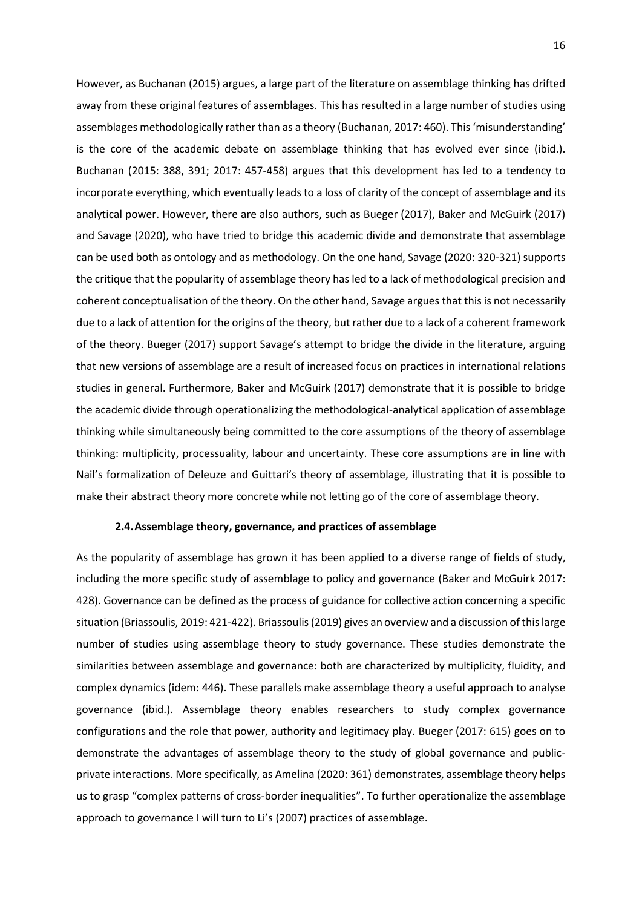However, as Buchanan (2015) argues, a large part of the literature on assemblage thinking has drifted away from these original features of assemblages. This has resulted in a large number of studies using assemblages methodologically rather than as a theory (Buchanan, 2017: 460). This 'misunderstanding' is the core of the academic debate on assemblage thinking that has evolved ever since (ibid.). Buchanan (2015: 388, 391; 2017: 457-458) argues that this development has led to a tendency to incorporate everything, which eventually leads to a loss of clarity of the concept of assemblage and its analytical power. However, there are also authors, such as Bueger (2017), Baker and McGuirk (2017) and Savage (2020), who have tried to bridge this academic divide and demonstrate that assemblage can be used both as ontology and as methodology. On the one hand, Savage (2020: 320-321) supports the critique that the popularity of assemblage theory has led to a lack of methodological precision and coherent conceptualisation of the theory. On the other hand, Savage argues that this is not necessarily due to a lack of attention for the origins of the theory, but rather due to a lack of a coherent framework of the theory. Bueger (2017) support Savage's attempt to bridge the divide in the literature, arguing that new versions of assemblage are a result of increased focus on practices in international relations studies in general. Furthermore, Baker and McGuirk (2017) demonstrate that it is possible to bridge the academic divide through operationalizing the methodological-analytical application of assemblage thinking while simultaneously being committed to the core assumptions of the theory of assemblage thinking: multiplicity, processuality, labour and uncertainty. These core assumptions are in line with Nail's formalization of Deleuze and Guittari's theory of assemblage, illustrating that it is possible to make their abstract theory more concrete while not letting go of the core of assemblage theory.

### 2.4. Assemblage theory, governance, and practices of assemblage

As the popularity of assemblage has grown it has been applied to a diverse range of fields of study, including the more specific study of assemblage to policy and governance (Baker and McGuirk 2017: 428). Governance can be defined as the process of guidance for collective action concerning a specific situation (Briassoulis, 2019: 421-422). Briassoulis (2019) gives an overview and a discussion of this large number of studies using assemblage theory to study governance. These studies demonstrate the similarities between assemblage and governance: both are characterized by multiplicity, fluidity, and complex dynamics (idem: 446). These parallels make assemblage theory a useful approach to analyse governance (ibid.). Assemblage theory enables researchers to study complex governance configurations and the role that power, authority and legitimacy play. Bueger (2017: 615) goes on to demonstrate the advantages of assemblage theory to the study of global governance and public-private interactions. More specifically, as Amelina (2020: 361) demonstrates, assemblage theory helps us to grasp "complex patterns of cross-border inequalities". To further operationalize the assemblage approach to governance I will turn to Li's (2007) practices of assemblage.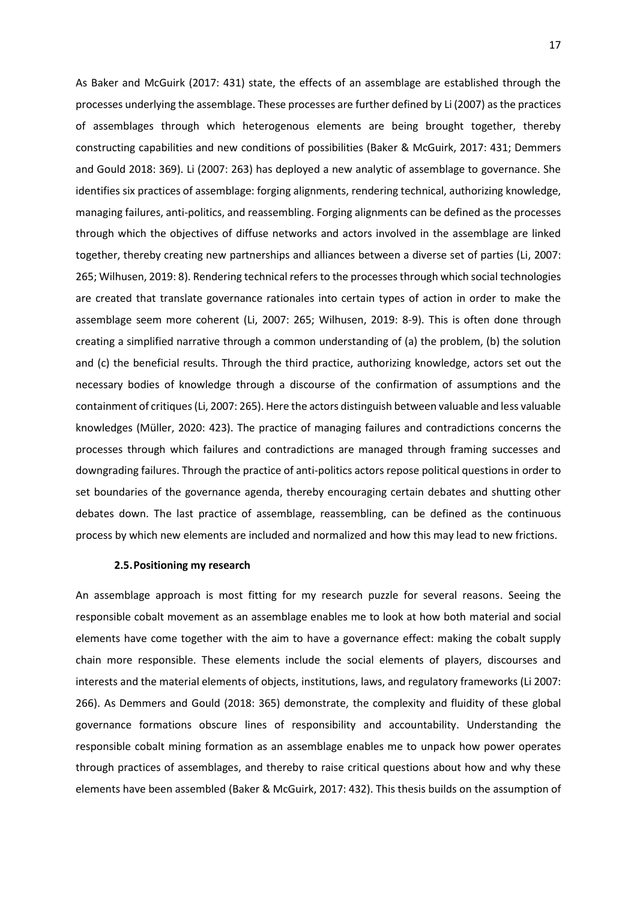As Baker and McGuirk (2017: 431) state, the effects of an assemblage are established through the processes underlying the assemblage. These processes are further defined by Li (2007) as the practices of assemblages through which heterogenous elements are being brought together, thereby constructing capabilities and new conditions of possibilities (Baker & McGuirk, 2017: 431; Demmers and Gould 2018: 369). Li (2007: 263) has deployed a new analytic of assemblage to governance. She identifies six practices of assemblage: forging alignments, rendering technical, authorizing knowledge, managing failures, anti-politics, and reassembling. Forging alignments can be defined as the processes through which the objectives of diffuse networks and actors involved in the assemblage are linked together, thereby creating new partnerships and alliances between a diverse set of parties (Li, 2007: 265; Wilhusen, 2019: 8). Rendering technical refers to the processes through which social technologies are created that translate governance rationales into certain types of action in order to make the assemblage seem more coherent (Li, 2007: 265; Wilhusen, 2019: 8-9). This is often done through creating a simplified narrative through a common understanding of (a) the problem, (b) the solution and (c) the beneficial results. Through the third practice, authorizing knowledge, actors set out the necessary bodies of knowledge through a discourse of the confirmation of assumptions and the containment of critiques (Li, 2007: 265). Here the actors distinguish between valuable and less valuable knowledges (Müller, 2020: 423). The practice of managing failures and contradictions concerns the processes through which failures and contradictions are managed through framing successes and downgrading failures. Through the practice of anti-politics actors repose political questions in order to set boundaries of the governance agenda, thereby encouraging certain debates and shutting other debates down. The last practice of assemblage, reassembling, can be defined as the continuous process by which new elements are included and normalized and how this may lead to new frictions.

### 2.5. Positioning my research

An assemblage approach is most fitting for my research puzzle for several reasons. Seeing the responsible cobalt movement as an assemblage enables me to look at how both material and social elements have come together with the aim to have a governance effect: making the cobalt supply chain more responsible. These elements include the social elements of players, discourses and interests and the material elements of objects, institutions, laws, and regulatory frameworks (Li 2007: 266). As Demmers and Gould (2018: 365) demonstrate, the complexity and fluidity of these global governance formations obscure lines of responsibility and accountability. Understanding the responsible cobalt mining formation as an assemblage enables me to unpack how power operates through practices of assemblages, and thereby to raise critical questions about how and why these elements have been assembled (Baker & McGuirk, 2017: 432). This thesis builds on the assumption of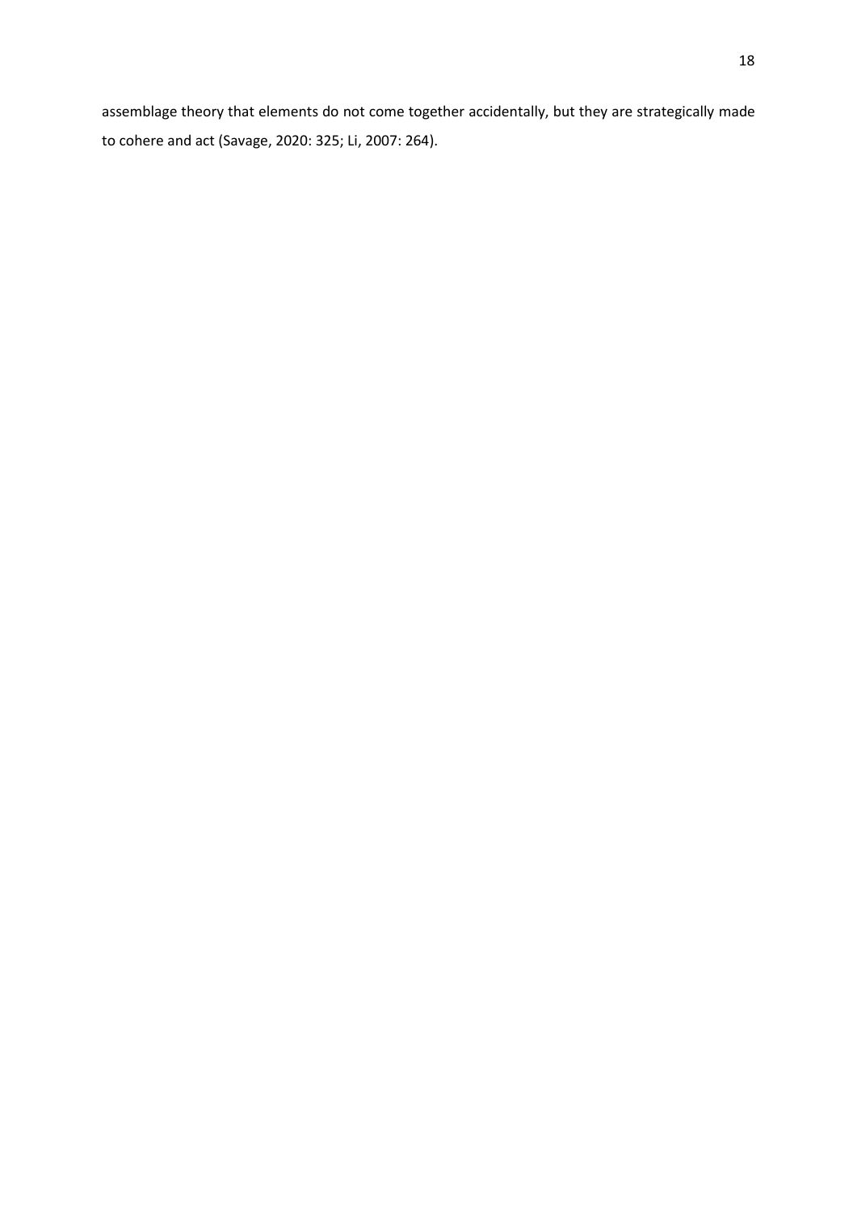assemblage theory that elements do not come together accidentally, but they are strategically made to cohere and act (Savage, 2020: 325; Li, 2007: 264).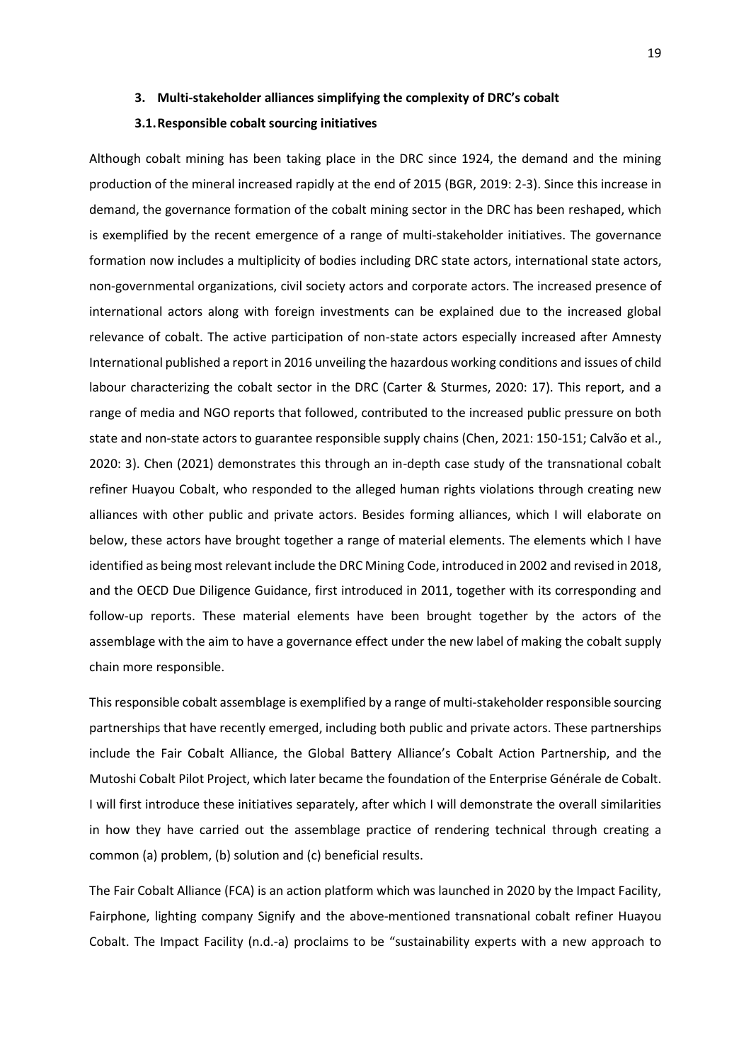## 3. Multi-stakeholder alliances simplifying the complexity of DRC's cobalt

### 3.1. Responsible cobalt sourcing initiatives

Although cobalt mining has been taking place in the DRC since 1924, the demand and the mining production of the mineral increased rapidly at the end of 2015 (BGR, 2019: 2-3). Since this increase in demand, the governance formation of the cobalt mining sector in the DRC has been reshaped, which is exemplified by the recent emergence of a range of multi-stakeholder initiatives. The governance formation now includes a multiplicity of bodies including DRC state actors, international state actors, non-governmental organizations, civil society actors and corporate actors. The increased presence of international actors along with foreign investments can be explained due to the increased global relevance of cobalt. The active participation of non-state actors especially increased after Amnesty International published a report in 2016 unveiling the hazardous working conditions and issues of child labour characterizing the cobalt sector in the DRC (Carter & Sturmes, 2020: 17). This report, and a range of media and NGO reports that followed, contributed to the increased public pressure on both state and non-state actors to guarantee responsible supply chains (Chen, 2021: 150-151; Calvão et al., 2020: 3). Chen (2021) demonstrates this through an in-depth case study of the transnational cobalt refiner Huayou Cobalt, who responded to the alleged human rights violations through creating new alliances with other public and private actors. Besides forming alliances, which I will elaborate on below, these actors have brought together a range of material elements. The elements which I have identified as being most relevant include the DRC Mining Code, introduced in 2002 and revised in 2018, and the OECD Due Diligence Guidance, first introduced in 2011, together with its corresponding and follow-up reports. These material elements have been brought together by the actors of the assemblage with the aim to have a governance effect under the new label of making the cobalt supply chain more responsible.

This responsible cobalt assemblage is exemplified by a range of multi-stakeholder responsible sourcing partnerships that have recently emerged, including both public and private actors. These partnerships include the Fair Cobalt Alliance, the Global Battery Alliance's Cobalt Action Partnership, and the Mutoshi Cobalt Pilot Project, which later became the foundation of the Enterprise Générale de Cobalt. I will first introduce these initiatives separately, after which I will demonstrate the overall similarities in how they have carried out the assemblage practice of rendering technical through creating a common (a) problem, (b) solution and (c) beneficial results.

The Fair Cobalt Alliance (FCA) is an action platform which was launched in 2020 by the Impact Facility, Fairphone, lighting company Signify and the above-mentioned transnational cobalt refiner Huayou Cobalt. The Impact Facility (n.d.-a) proclaims to be "sustainability experts with a new approach to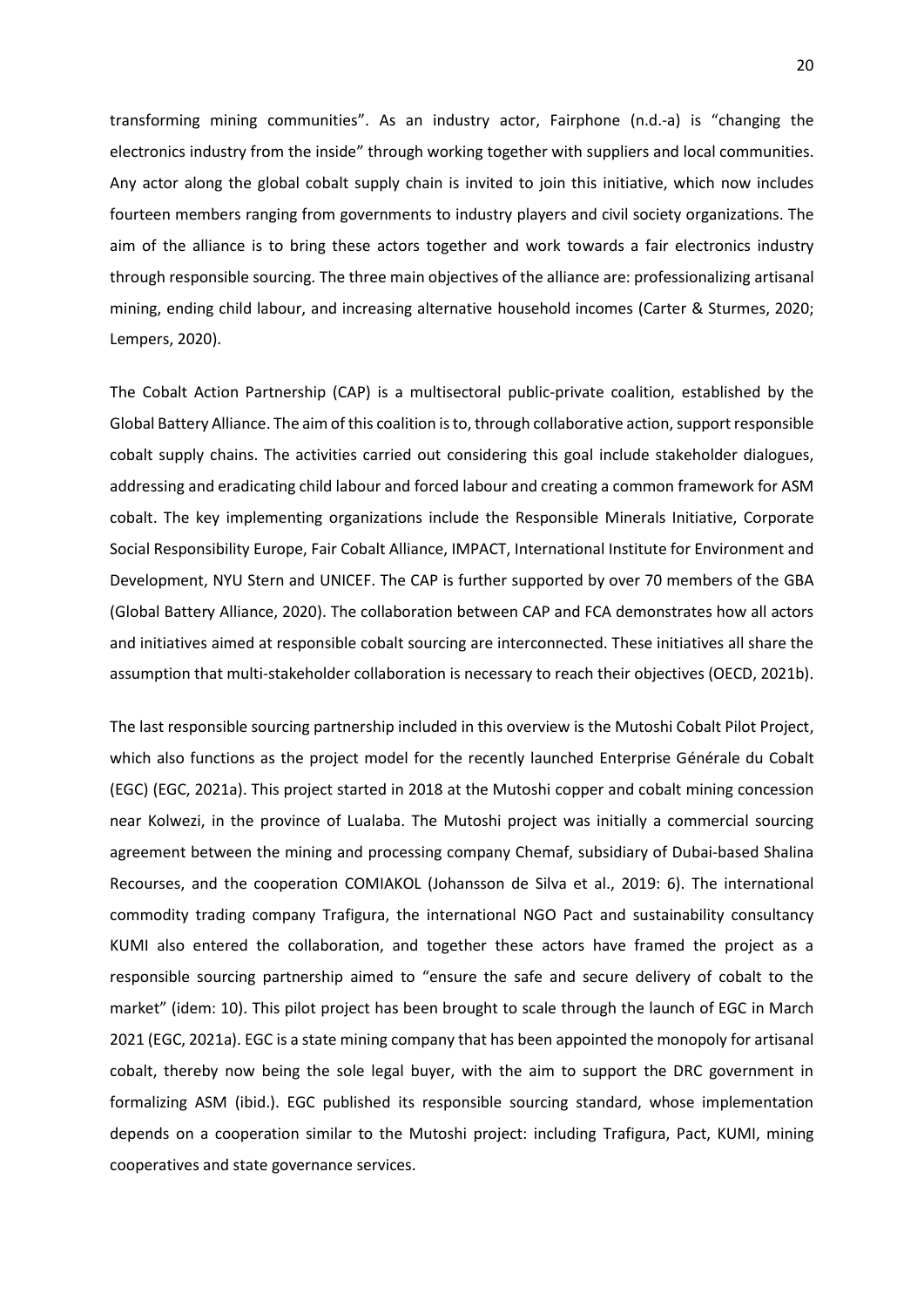transforming mining communities". As an industry actor, Fairphone (n.d.-a) is "changing the electronics industry from the inside" through working together with suppliers and local communities. Any actor along the global cobalt supply chain is invited to join this initiative, which now includes fourteen members ranging from governments to industry players and civil society organizations. The aim of the alliance is to bring these actors together and work towards a fair electronics industry through responsible sourcing. The three main objectives of the alliance are: professionalizing artisanal mining, ending child labour, and increasing alternative household incomes (Carter & Sturmes, 2020; Lempers, 2020).

The Cobalt Action Partnership (CAP) is a multisectoral public-private coalition, established by the Global Battery Alliance. The aim of this coalition is to, through collaborative action, support responsible cobalt supply chains. The activities carried out considering this goal include stakeholder dialogues, addressing and eradicating child labour and forced labour and creating a common framework for ASM cobalt. The key implementing organizations include the Responsible Minerals Initiative, Corporate Social Responsibility Europe, Fair Cobalt Alliance, IMPACT, International Institute for Environment and Development, NYU Stern and UNICEF. The CAP is further supported by over 70 members of the GBA (Global Battery Alliance, 2020). The collaboration between CAP and FCA demonstrates how all actors and initiatives aimed at responsible cobalt sourcing are interconnected. These initiatives all share the assumption that multi-stakeholder collaboration is necessary to reach their objectives (OECD, 2021b).

The last responsible sourcing partnership included in this overview is the Mutoshi Cobalt Pilot Project, which also functions as the project model for the recently launched Enterprise Générale du Cobalt (EGC) (EGC, 2021a). This project started in 2018 at the Mutoshi copper and cobalt mining concession near Kolwezi, in the province of Lualaba. The Mutoshi project was initially a commercial sourcing agreement between the mining and processing company Chemaf, subsidiary of Dubai-based Shalina Recourses, and the cooperation COMIAKOL (Johansson de Silva et al., 2019: 6). The international commodity trading company Trafigura, the international NGO Pact and sustainability consultancy KUMI also entered the collaboration, and together these actors have framed the project as a responsible sourcing partnership aimed to "ensure the safe and secure delivery of cobalt to the market" (idem: 10). This pilot project has been brought to scale through the launch of EGC in March 2021 (EGC, 2021a). EGC is a state mining company that has been appointed the monopoly for artisanal cobalt, thereby now being the sole legal buyer, with the aim to support the DRC government in formalizing ASM (ibid.). EGC published its responsible sourcing standard, whose implementation depends on a cooperation similar to the Mutoshi project: including Trafigura, Pact, KUMI, mining cooperatives and state governance services.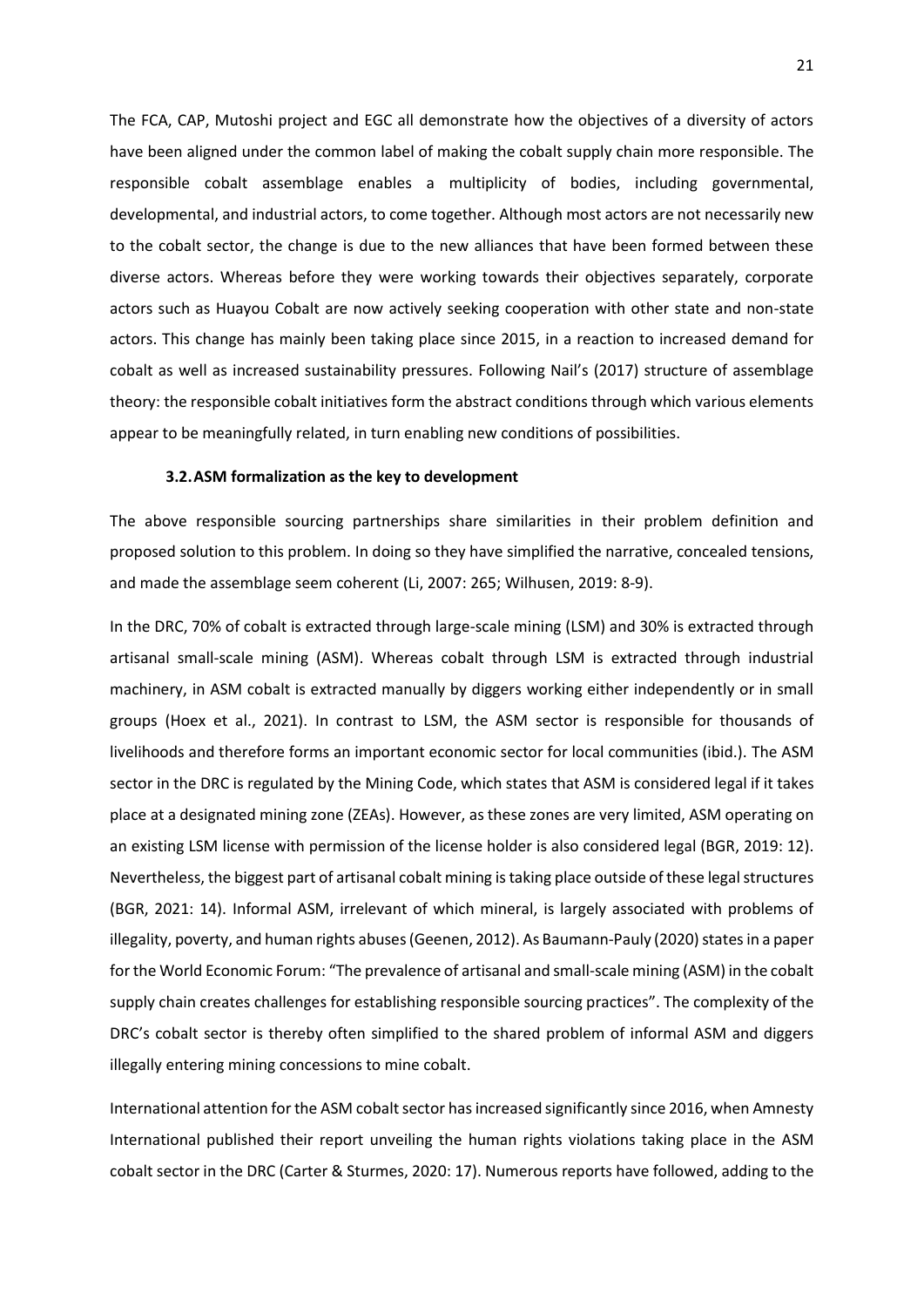The FCA, CAP, Mutoshi project and EGC all demonstrate how the objectives of a diversity of actors have been aligned under the common label of making the cobalt supply chain more responsible. The responsible cobalt assemblage enables a multiplicity of bodies, including governmental, developmental, and industrial actors, to come together. Although most actors are not necessarily new to the cobalt sector, the change is due to the new alliances that have been formed between these diverse actors. Whereas before they were working towards their objectives separately, corporate actors such as Huayou Cobalt are now actively seeking cooperation with other state and non-state actors. This change has mainly been taking place since 2015, in a reaction to increased demand for cobalt as well as increased sustainability pressures. Following Nail's (2017) structure of assemblage theory: the responsible cobalt initiatives form the abstract conditions through which various elements appear to be meaningfully related, in turn enabling new conditions of possibilities.

### 3.2. ASM formalization as the key to development

The above responsible sourcing partnerships share similarities in their problem definition and proposed solution to this problem. In doing so they have simplified the narrative, concealed tensions, and made the assemblage seem coherent (Li, 2007: 265; Wilhusen, 2019: 8-9).

In the DRC, 70% of cobalt is extracted through large-scale mining (LSM) and 30% is extracted through artisanal small-scale mining (ASM). Whereas cobalt through LSM is extracted through industrial machinery, in ASM cobalt is extracted manually by diggers working either independently or in small groups (Hoex et al., 2021). In contrast to LSM, the ASM sector is responsible for thousands of livelihoods and therefore forms an important economic sector for local communities (ibid.). The ASM sector in the DRC is regulated by the Mining Code, which states that ASM is considered legal if it takes place at a designated mining zone (ZEAs). However, as these zones are very limited, ASM operating on an existing LSM license with permission of the license holder is also considered legal (BGR, 2019: 12). Nevertheless, the biggest part of artisanal cobalt mining is taking place outside of these legal structures (BGR, 2021: 14). Informal ASM, irrelevant of which mineral, is largely associated with problems of illegality, poverty, and human rights abuses (Geenen, 2012). As Baumann-Pauly (2020) states in a paper for the World Economic Forum: "The prevalence of artisanal and small-scale mining (ASM) in the cobalt supply chain creates challenges for establishing responsible sourcing practices". The complexity of the DRC's cobalt sector is thereby often simplified to the shared problem of informal ASM and diggers illegally entering mining concessions to mine cobalt.

International attention for the ASM cobalt sector has increased significantly since 2016, when Amnesty International published their report unveiling the human rights violations taking place in the ASM cobalt sector in the DRC (Carter & Sturmes, 2020: 17). Numerous reports have followed, adding to the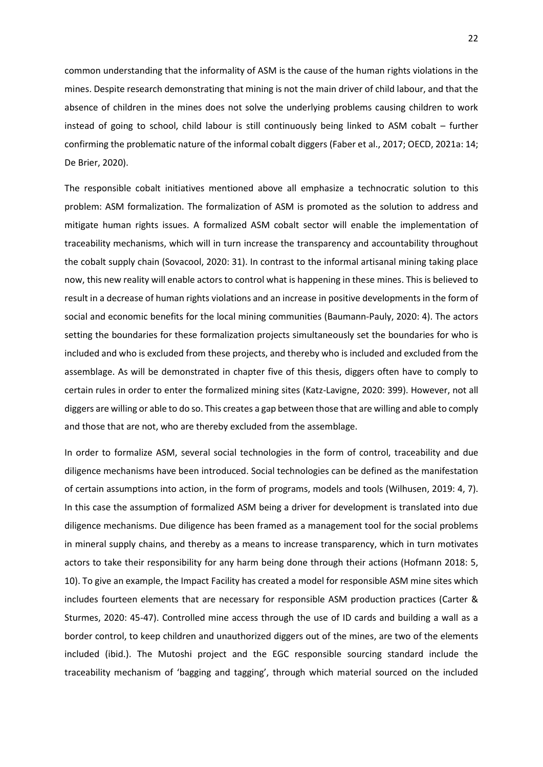common understanding that the informality of ASM is the cause of the human rights violations in the mines. Despite research demonstrating that mining is not the main driver of child labour, and that the absence of children in the mines does not solve the underlying problems causing children to work instead of going to school, child labour is still continuously being linked to ASM cobalt – further confirming the problematic nature of the informal cobalt diggers (Faber et al., 2017; OECD, 2021a: 14; De Brier, 2020).

The responsible cobalt initiatives mentioned above all emphasize a technocratic solution to this problem: ASM formalization. The formalization of ASM is promoted as the solution to address and mitigate human rights issues. A formalized ASM cobalt sector will enable the implementation of traceability mechanisms, which will in turn increase the transparency and accountability throughout the cobalt supply chain (Sovacool, 2020: 31). In contrast to the informal artisanal mining taking place now, this new reality will enable actors to control what is happening in these mines. This is believed to result in a decrease of human rights violations and an increase in positive developments in the form of social and economic benefits for the local mining communities (Baumann-Pauly, 2020: 4). The actors setting the boundaries for these formalization projects simultaneously set the boundaries for who is included and who is excluded from these projects, and thereby who is included and excluded from the assemblage. As will be demonstrated in chapter five of this thesis, diggers often have to comply to certain rules in order to enter the formalized mining sites (Katz-Lavigne, 2020: 399). However, not all diggers are willing or able to do so. This creates a gap between those that are willing and able to comply and those that are not, who are thereby excluded from the assemblage.

In order to formalize ASM, several social technologies in the form of control, traceability and due diligence mechanisms have been introduced. Social technologies can be defined as the manifestation of certain assumptions into action, in the form of programs, models and tools (Wilhusen, 2019: 4, 7). In this case the assumption of formalized ASM being a driver for development is translated into due diligence mechanisms. Due diligence has been framed as a management tool for the social problems in mineral supply chains, and thereby as a means to increase transparency, which in turn motivates actors to take their responsibility for any harm being done through their actions (Hofmann 2018: 5, 10). To give an example, the Impact Facility has created a model for responsible ASM mine sites which includes fourteen elements that are necessary for responsible ASM production practices (Carter & Sturmes, 2020: 45-47). Controlled mine access through the use of ID cards and building a wall as a border control, to keep children and unauthorized diggers out of the mines, are two of the elements included (ibid.). The Mutoshi project and the EGC responsible sourcing standard include the traceability mechanism of 'bagging and tagging', through which material sourced on the included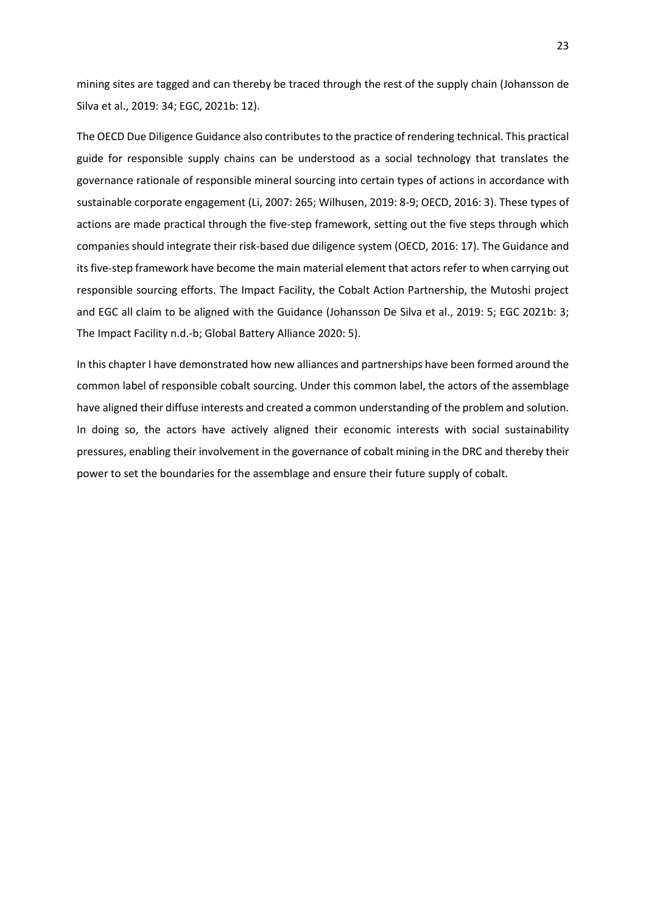mining sites are tagged and can thereby be traced through the rest of the supply chain (Johansson de Silva et al., 2019: 34; EGC, 2021b: 12).

The OECD Due Diligence Guidance also contributes to the practice of rendering technical. This practical guide for responsible supply chains can be understood as a social technology that translates the governance rationale of responsible mineral sourcing into certain types of actions in accordance with sustainable corporate engagement (Li, 2007: 265; Wilhusen, 2019: 8-9; OECD, 2016: 3). These types of actions are made practical through the five-step framework, setting out the five steps through which companies should integrate their risk-based due diligence system (OECD, 2016: 17). The Guidance and its five-step framework have become the main material element that actors refer to when carrying out responsible sourcing efforts. The Impact Facility, the Cobalt Action Partnership, the Mutoshi project and EGC all claim to be aligned with the Guidance (Johansson De Silva et al., 2019: 5; EGC 2021b: 3; The Impact Facility n.d.-b; Global Battery Alliance 2020: 5).

In this chapter I have demonstrated how new alliances and partnerships have been formed around the common label of responsible cobalt sourcing. Under this common label, the actors of the assemblage have aligned their diffuse interests and created a common understanding of the problem and solution. In doing so, the actors have actively aligned their economic interests with social sustainability pressures, enabling their involvement in the governance of cobalt mining in the DRC and thereby their power to set the boundaries for the assemblage and ensure their future supply of cobalt.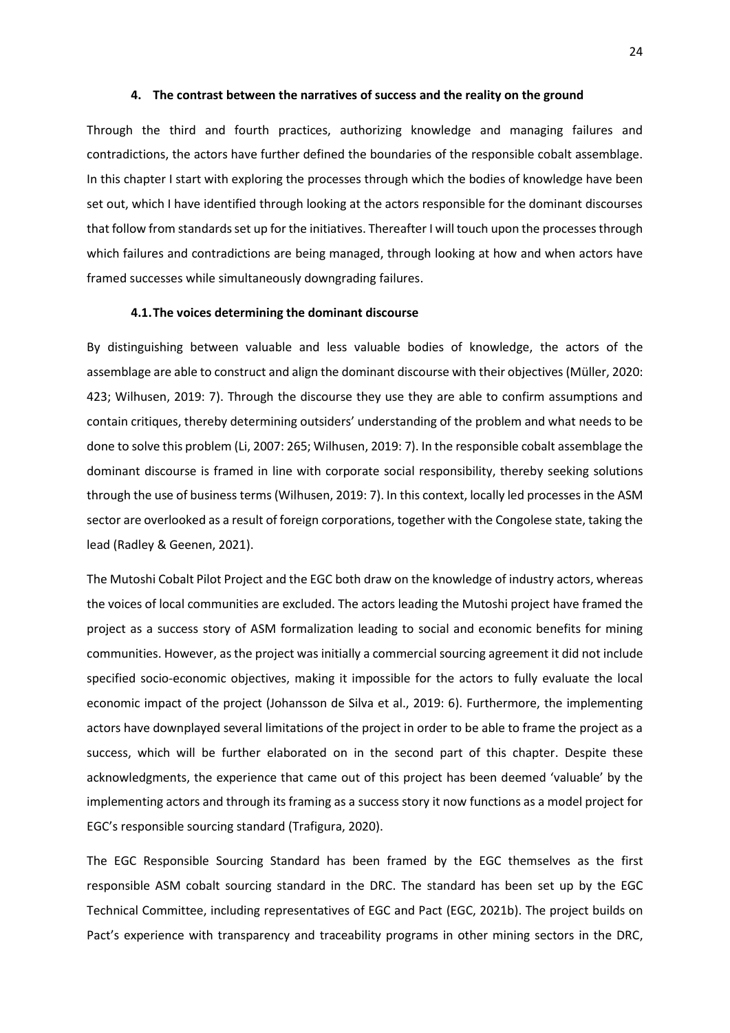## 4. The contrast between the narratives of success and the reality on the ground

Through the third and fourth practices, authorizing knowledge and managing failures and contradictions, the actors have further defined the boundaries of the responsible cobalt assemblage. In this chapter I start with exploring the processes through which the bodies of knowledge have been set out, which I have identified through looking at the actors responsible for the dominant discourses that follow from standards set up for the initiatives. Thereafter I will touch upon the processes through which failures and contradictions are being managed, through looking at how and when actors have framed successes while simultaneously downgrading failures.

### 4.1. The voices determining the dominant discourse

By distinguishing between valuable and less valuable bodies of knowledge, the actors of the assemblage are able to construct and align the dominant discourse with their objectives (Müller, 2020: 423; Wilhusen, 2019: 7). Through the discourse they use they are able to confirm assumptions and contain critiques, thereby determining outsiders' understanding of the problem and what needs to be done to solve this problem (Li, 2007: 265; Wilhusen, 2019: 7). In the responsible cobalt assemblage the dominant discourse is framed in line with corporate social responsibility, thereby seeking solutions through the use of business terms (Wilhusen, 2019: 7). In this context, locally led processes in the ASM sector are overlooked as a result of foreign corporations, together with the Congolese state, taking the lead (Radley & Geenen, 2021).

The Mutoshi Cobalt Pilot Project and the EGC both draw on the knowledge of industry actors, whereas the voices of local communities are excluded. The actors leading the Mutoshi project have framed the project as a success story of ASM formalization leading to social and economic benefits for mining communities. However, as the project was initially a commercial sourcing agreement it did not include specified socio-economic objectives, making it impossible for the actors to fully evaluate the local economic impact of the project (Johansson de Silva et al., 2019: 6). Furthermore, the implementing actors have downplayed several limitations of the project in order to be able to frame the project as a success, which will be further elaborated on in the second part of this chapter. Despite these acknowledgments, the experience that came out of this project has been deemed 'valuable' by the implementing actors and through its framing as a success story it now functions as a model project for EGC's responsible sourcing standard (Trafigura, 2020).

The EGC Responsible Sourcing Standard has been framed by the EGC themselves as the first responsible ASM cobalt sourcing standard in the DRC. The standard has been set up by the EGC Technical Committee, including representatives of EGC and Pact (EGC, 2021b). The project builds on Pact's experience with transparency and traceability programs in other mining sectors in the DRC,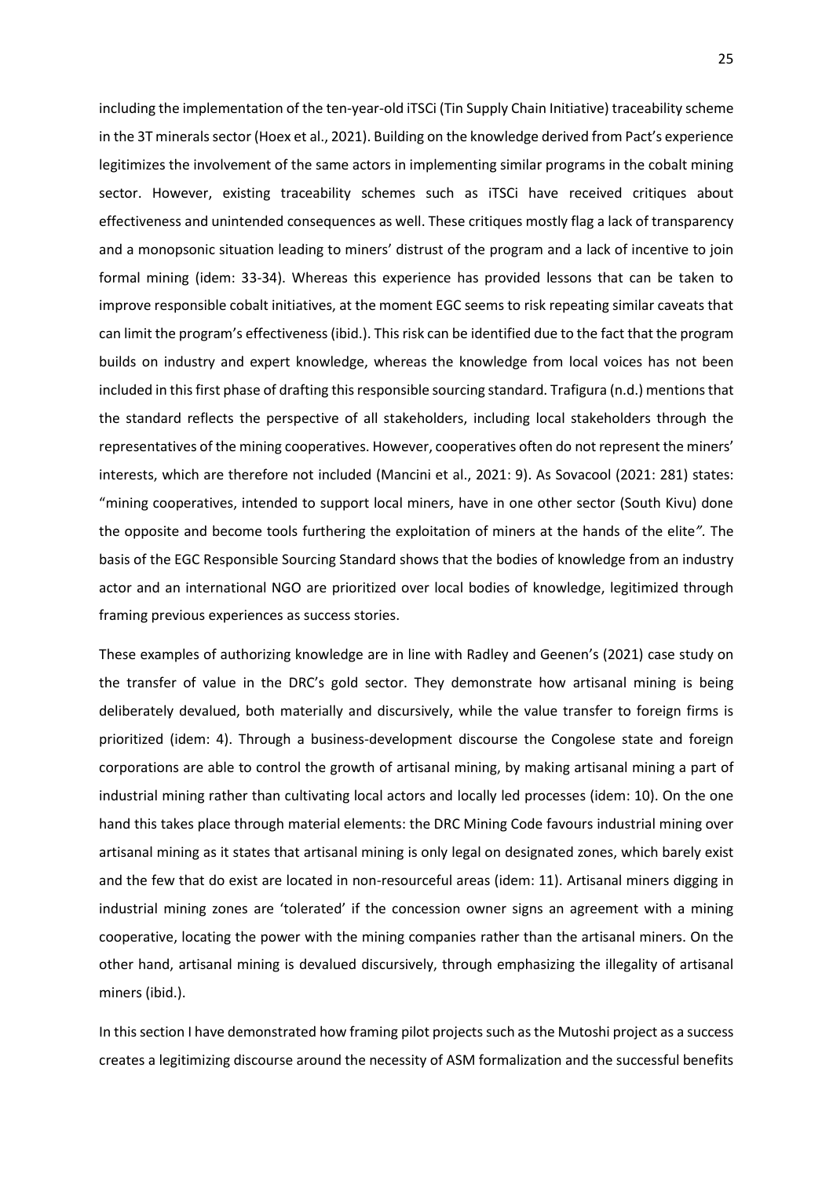including the implementation of the ten-year-old iTSCi (Tin Supply Chain Initiative) traceability scheme in the 3T minerals sector (Hoex et al., 2021). Building on the knowledge derived from Pact's experience legitimizes the involvement of the same actors in implementing similar programs in the cobalt mining sector. However, existing traceability schemes such as iTSCi have received critiques about effectiveness and unintended consequences as well. These critiques mostly flag a lack of transparency and a monopsonic situation leading to miners' distrust of the program and a lack of incentive to join formal mining (idem: 33-34). Whereas this experience has provided lessons that can be taken to improve responsible cobalt initiatives, at the moment EGC seems to risk repeating similar caveats that can limit the program's effectiveness (ibid.). This risk can be identified due to the fact that the program builds on industry and expert knowledge, whereas the knowledge from local voices has not been included in this first phase of drafting this responsible sourcing standard. Trafigura (n.d.) mentions that the standard reflects the perspective of all stakeholders, including local stakeholders through the representatives of the mining cooperatives. However, cooperatives often do not represent the miners' interests, which are therefore not included (Mancini et al., 2021: 9). As Sovacool (2021: 281) states: "mining cooperatives, intended to support local miners, have in one other sector (South Kivu) done the opposite and become tools furthering the exploitation of miners at the hands of the elite*"*. The basis of the EGC Responsible Sourcing Standard shows that the bodies of knowledge from an industry actor and an international NGO are prioritized over local bodies of knowledge, legitimized through framing previous experiences as success stories.

These examples of authorizing knowledge are in line with Radley and Geenen's (2021) case study on the transfer of value in the DRC's gold sector. They demonstrate how artisanal mining is being deliberately devalued, both materially and discursively, while the value transfer to foreign firms is prioritized (idem: 4). Through a business-development discourse the Congolese state and foreign corporations are able to control the growth of artisanal mining, by making artisanal mining a part of industrial mining rather than cultivating local actors and locally led processes (idem: 10). On the one hand this takes place through material elements: the DRC Mining Code favours industrial mining over artisanal mining as it states that artisanal mining is only legal on designated zones, which barely exist and the few that do exist are located in non-resourceful areas (idem: 11). Artisanal miners digging in industrial mining zones are 'tolerated' if the concession owner signs an agreement with a mining cooperative, locating the power with the mining companies rather than the artisanal miners. On the other hand, artisanal mining is devalued discursively, through emphasizing the illegality of artisanal miners (ibid.).

In this section I have demonstrated how framing pilot projects such as the Mutoshi project as a success creates a legitimizing discourse around the necessity of ASM formalization and the successful benefits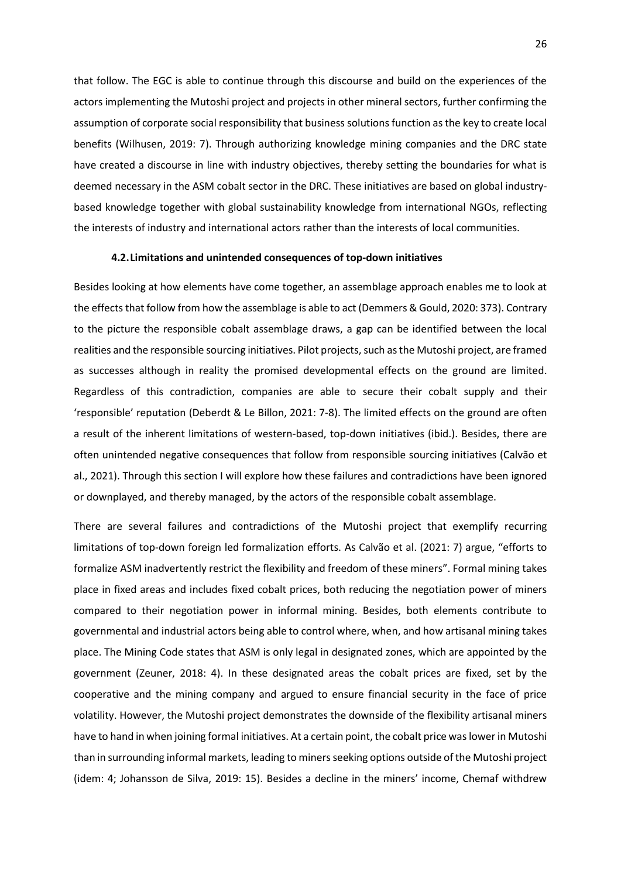that follow. The EGC is able to continue through this discourse and build on the experiences of the actors implementing the Mutoshi project and projects in other mineral sectors, further confirming the assumption of corporate social responsibility that business solutions function as the key to create local benefits (Wilhusen, 2019: 7). Through authorizing knowledge mining companies and the DRC state have created a discourse in line with industry objectives, thereby setting the boundaries for what is deemed necessary in the ASM cobalt sector in the DRC. These initiatives are based on global industry-based knowledge together with global sustainability knowledge from international NGOs, reflecting the interests of industry and international actors rather than the interests of local communities.

### 4.2. Limitations and unintended consequences of top-down initiatives

Besides looking at how elements have come together, an assemblage approach enables me to look at the effects that follow from how the assemblage is able to act (Demmers & Gould, 2020: 373). Contrary to the picture the responsible cobalt assemblage draws, a gap can be identified between the local realities and the responsible sourcing initiatives. Pilot projects, such as the Mutoshi project, are framed as successes although in reality the promised developmental effects on the ground are limited. Regardless of this contradiction, companies are able to secure their cobalt supply and their 'responsible' reputation (Deberdt & Le Billon, 2021: 7-8). The limited effects on the ground are often a result of the inherent limitations of western-based, top-down initiatives (ibid.). Besides, there are often unintended negative consequences that follow from responsible sourcing initiatives (Calvão et al., 2021). Through this section I will explore how these failures and contradictions have been ignored or downplayed, and thereby managed, by the actors of the responsible cobalt assemblage.

There are several failures and contradictions of the Mutoshi project that exemplify recurring limitations of top-down foreign led formalization efforts. As Calvão et al. (2021: 7) argue, "efforts to formalize ASM inadvertently restrict the flexibility and freedom of these miners". Formal mining takes place in fixed areas and includes fixed cobalt prices, both reducing the negotiation power of miners compared to their negotiation power in informal mining. Besides, both elements contribute to governmental and industrial actors being able to control where, when, and how artisanal mining takes place. The Mining Code states that ASM is only legal in designated zones, which are appointed by the government (Zeuner, 2018: 4). In these designated areas the cobalt prices are fixed, set by the cooperative and the mining company and argued to ensure financial security in the face of price volatility. However, the Mutoshi project demonstrates the downside of the flexibility artisanal miners have to hand in when joining formal initiatives. At a certain point, the cobalt price was lower in Mutoshi than in surrounding informal markets, leading to miners seeking options outside of the Mutoshi project (idem: 4; Johansson de Silva, 2019: 15). Besides a decline in the miners' income, Chemaf withdrew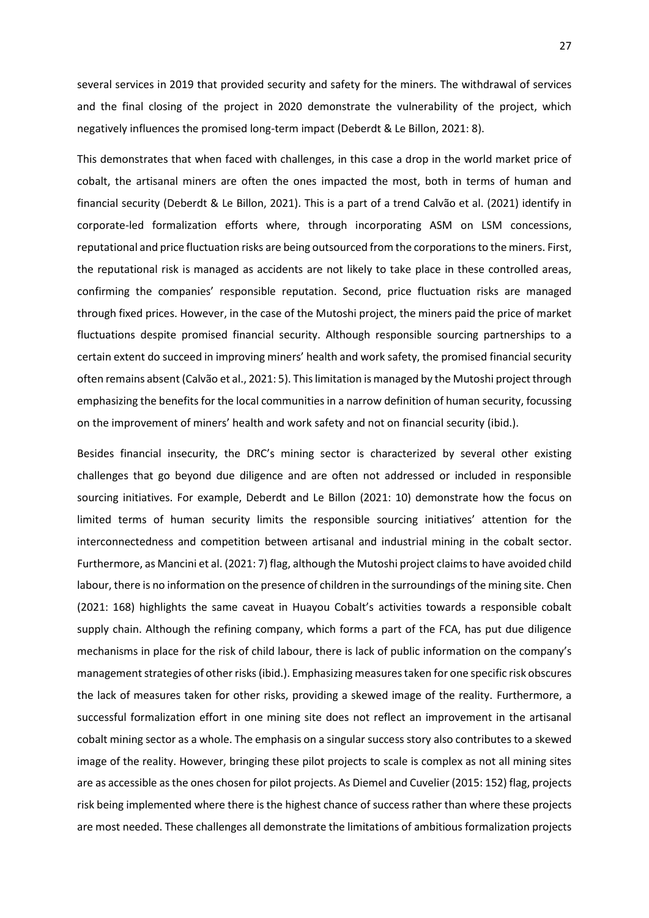several services in 2019 that provided security and safety for the miners. The withdrawal of services and the final closing of the project in 2020 demonstrate the vulnerability of the project, which negatively influences the promised long-term impact (Deberdt & Le Billon, 2021: 8).

This demonstrates that when faced with challenges, in this case a drop in the world market price of cobalt, the artisanal miners are often the ones impacted the most, both in terms of human and financial security (Deberdt & Le Billon, 2021). This is a part of a trend Calvão et al. (2021) identify in corporate-led formalization efforts where, through incorporating ASM on LSM concessions, reputational and price fluctuation risks are being outsourced from the corporations to the miners. First, the reputational risk is managed as accidents are not likely to take place in these controlled areas, confirming the companies' responsible reputation. Second, price fluctuation risks are managed through fixed prices. However, in the case of the Mutoshi project, the miners paid the price of market fluctuations despite promised financial security. Although responsible sourcing partnerships to a certain extent do succeed in improving miners' health and work safety, the promised financial security often remains absent (Calvão et al., 2021: 5). This limitation is managed by the Mutoshi project through emphasizing the benefits for the local communities in a narrow definition of human security, focussing on the improvement of miners' health and work safety and not on financial security (ibid.).

Besides financial insecurity, the DRC's mining sector is characterized by several other existing challenges that go beyond due diligence and are often not addressed or included in responsible sourcing initiatives. For example, Deberdt and Le Billon (2021: 10) demonstrate how the focus on limited terms of human security limits the responsible sourcing initiatives' attention for the interconnectedness and competition between artisanal and industrial mining in the cobalt sector. Furthermore, as Mancini et al. (2021: 7) flag, although the Mutoshi project claims to have avoided child labour, there is no information on the presence of children in the surroundings of the mining site. Chen (2021: 168) highlights the same caveat in Huayou Cobalt's activities towards a responsible cobalt supply chain. Although the refining company, which forms a part of the FCA, has put due diligence mechanisms in place for the risk of child labour, there is lack of public information on the company's management strategies of other risks (ibid.). Emphasizing measures taken for one specific risk obscures the lack of measures taken for other risks, providing a skewed image of the reality. Furthermore, a successful formalization effort in one mining site does not reflect an improvement in the artisanal cobalt mining sector as a whole. The emphasis on a singular success story also contributes to a skewed image of the reality. However, bringing these pilot projects to scale is complex as not all mining sites are as accessible as the ones chosen for pilot projects. As Diemel and Cuvelier (2015: 152) flag, projects risk being implemented where there is the highest chance of success rather than where these projects are most needed. These challenges all demonstrate the limitations of ambitious formalization projects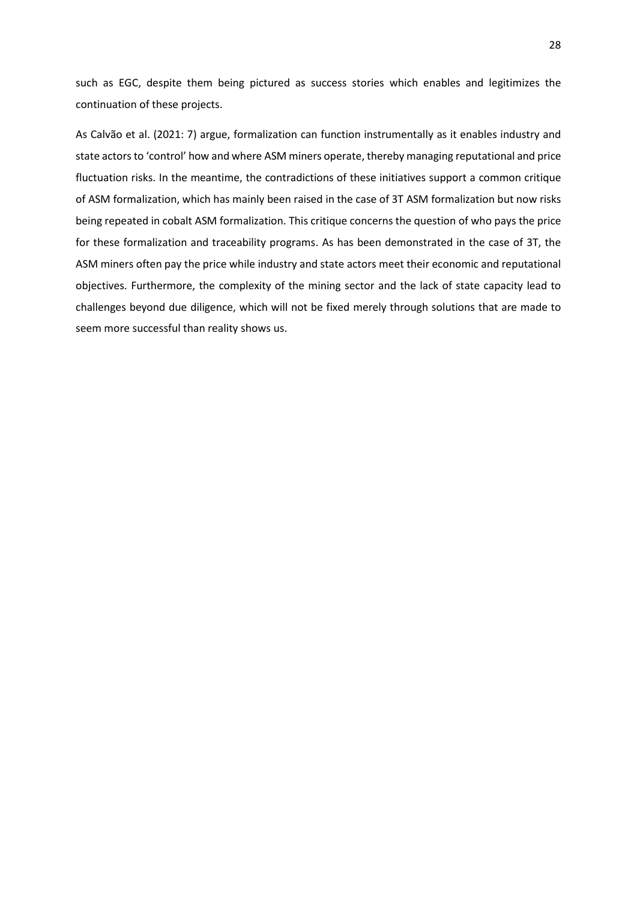such as EGC, despite them being pictured as success stories which enables and legitimizes the continuation of these projects.

As Calvão et al. (2021: 7) argue, formalization can function instrumentally as it enables industry and state actors to 'control' how and where ASM miners operate, thereby managing reputational and price fluctuation risks. In the meantime, the contradictions of these initiatives support a common critique of ASM formalization, which has mainly been raised in the case of 3T ASM formalization but now risks being repeated in cobalt ASM formalization. This critique concerns the question of who pays the price for these formalization and traceability programs. As has been demonstrated in the case of 3T, the ASM miners often pay the price while industry and state actors meet their economic and reputational objectives. Furthermore, the complexity of the mining sector and the lack of state capacity lead to challenges beyond due diligence, which will not be fixed merely through solutions that are made to seem more successful than reality shows us.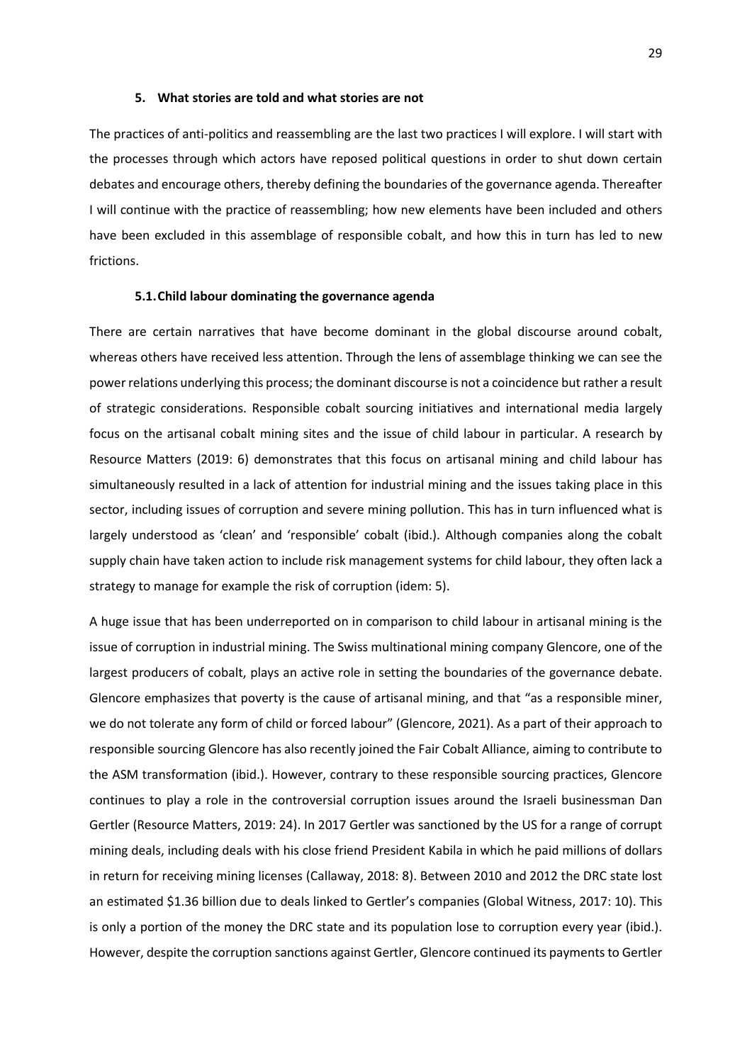## 5. What stories are told and what stories are not

The practices of anti-politics and reassembling are the last two practices I will explore. I will start with the processes through which actors have reposed political questions in order to shut down certain debates and encourage others, thereby defining the boundaries of the governance agenda. Thereafter I will continue with the practice of reassembling; how new elements have been included and others have been excluded in this assemblage of responsible cobalt, and how this in turn has led to new frictions.

### 5.1. Child labour dominating the governance agenda

There are certain narratives that have become dominant in the global discourse around cobalt, whereas others have received less attention. Through the lens of assemblage thinking we can see the power relations underlying this process; the dominant discourse is not a coincidence but rather a result of strategic considerations. Responsible cobalt sourcing initiatives and international media largely focus on the artisanal cobalt mining sites and the issue of child labour in particular. A research by Resource Matters (2019: 6) demonstrates that this focus on artisanal mining and child labour has simultaneously resulted in a lack of attention for industrial mining and the issues taking place in this sector, including issues of corruption and severe mining pollution. This has in turn influenced what is largely understood as 'clean' and 'responsible' cobalt (ibid.). Although companies along the cobalt supply chain have taken action to include risk management systems for child labour, they often lack a strategy to manage for example the risk of corruption (idem: 5).

A huge issue that has been underreported on in comparison to child labour in artisanal mining is the issue of corruption in industrial mining. The Swiss multinational mining company Glencore, one of the largest producers of cobalt, plays an active role in setting the boundaries of the governance debate. Glencore emphasizes that poverty is the cause of artisanal mining, and that "as a responsible miner, we do not tolerate any form of child or forced labour" (Glencore, 2021). As a part of their approach to responsible sourcing Glencore has also recently joined the Fair Cobalt Alliance, aiming to contribute to the ASM transformation (ibid.). However, contrary to these responsible sourcing practices, Glencore continues to play a role in the controversial corruption issues around the Israeli businessman Dan Gertler (Resource Matters, 2019: 24). In 2017 Gertler was sanctioned by the US for a range of corrupt mining deals, including deals with his close friend President Kabila in which he paid millions of dollars in return for receiving mining licenses (Callaway, 2018: 8). Between 2010 and 2012 the DRC state lost an estimated \$1.36 billion due to deals linked to Gertler's companies (Global Witness, 2017: 10). This is only a portion of the money the DRC state and its population lose to corruption every year (ibid.). However, despite the corruption sanctions against Gertler, Glencore continued its payments to Gertler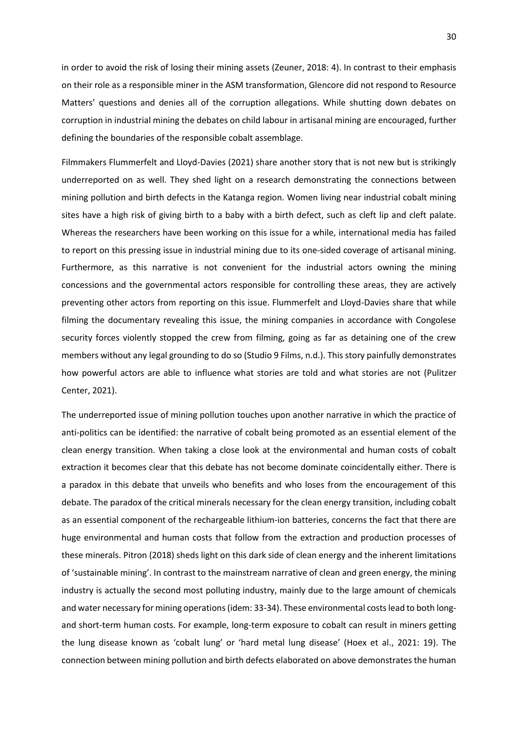in order to avoid the risk of losing their mining assets (Zeuner, 2018: 4). In contrast to their emphasis on their role as a responsible miner in the ASM transformation, Glencore did not respond to Resource Matters' questions and denies all of the corruption allegations. While shutting down debates on corruption in industrial mining the debates on child labour in artisanal mining are encouraged, further defining the boundaries of the responsible cobalt assemblage.

Filmmakers Flummerfelt and Lloyd-Davies (2021) share another story that is not new but is strikingly underreported on as well. They shed light on a research demonstrating the connections between mining pollution and birth defects in the Katanga region. Women living near industrial cobalt mining sites have a high risk of giving birth to a baby with a birth defect, such as cleft lip and cleft palate. Whereas the researchers have been working on this issue for a while, international media has failed to report on this pressing issue in industrial mining due to its one-sided coverage of artisanal mining. Furthermore, as this narrative is not convenient for the industrial actors owning the mining concessions and the governmental actors responsible for controlling these areas, they are actively preventing other actors from reporting on this issue. Flummerfelt and Lloyd-Davies share that while filming the documentary revealing this issue, the mining companies in accordance with Congolese security forces violently stopped the crew from filming, going as far as detaining one of the crew members without any legal grounding to do so (Studio 9 Films, n.d.). This story painfully demonstrates how powerful actors are able to influence what stories are told and what stories are not (Pulitzer Center, 2021).

The underreported issue of mining pollution touches upon another narrative in which the practice of anti-politics can be identified: the narrative of cobalt being promoted as an essential element of the clean energy transition. When taking a close look at the environmental and human costs of cobalt extraction it becomes clear that this debate has not become dominate coincidentally either. There is a paradox in this debate that unveils who benefits and who loses from the encouragement of this debate. The paradox of the critical minerals necessary for the clean energy transition, including cobalt as an essential component of the rechargeable lithium-ion batteries, concerns the fact that there are huge environmental and human costs that follow from the extraction and production processes of these minerals. Pitron (2018) sheds light on this dark side of clean energy and the inherent limitations of 'sustainable mining'. In contrast to the mainstream narrative of clean and green energy, the mining industry is actually the second most polluting industry, mainly due to the large amount of chemicals and water necessary for mining operations (idem: 33-34). These environmental costs lead to both long- and short-term human costs. For example, long-term exposure to cobalt can result in miners getting the lung disease known as 'cobalt lung' or 'hard metal lung disease' (Hoex et al., 2021: 19). The connection between mining pollution and birth defects elaborated on above demonstrates the human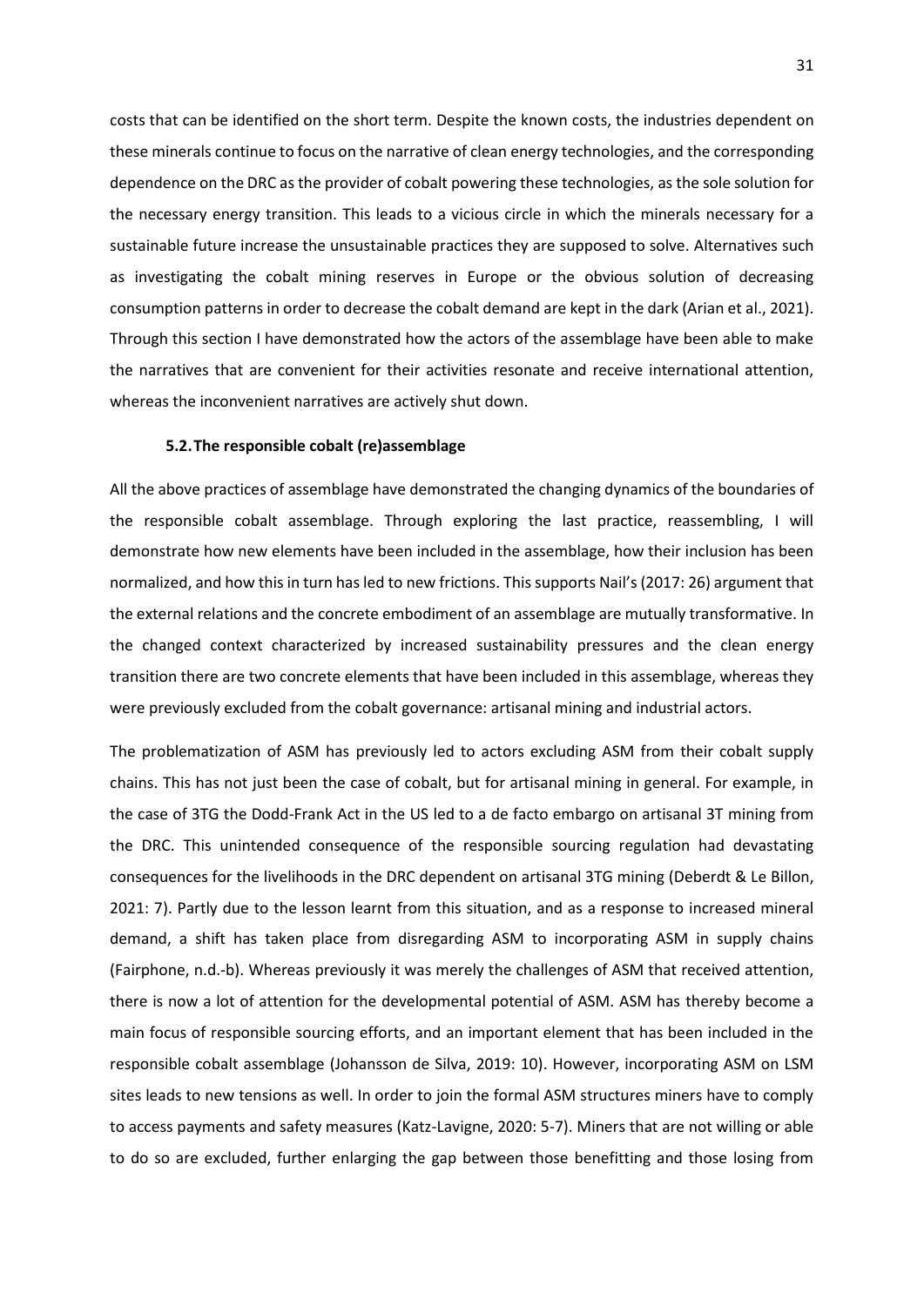costs that can be identified on the short term. Despite the known costs, the industries dependent on these minerals continue to focus on the narrative of clean energy technologies, and the corresponding dependence on the DRC as the provider of cobalt powering these technologies, as the sole solution for the necessary energy transition. This leads to a vicious circle in which the minerals necessary for a sustainable future increase the unsustainable practices they are supposed to solve. Alternatives such as investigating the cobalt mining reserves in Europe or the obvious solution of decreasing consumption patterns in order to decrease the cobalt demand are kept in the dark (Arian et al., 2021). Through this section I have demonstrated how the actors of the assemblage have been able to make the narratives that are convenient for their activities resonate and receive international attention, whereas the inconvenient narratives are actively shut down.

### 5.2. The responsible cobalt (re)assemblage

All the above practices of assemblage have demonstrated the changing dynamics of the boundaries of the responsible cobalt assemblage. Through exploring the last practice, reassembling, I will demonstrate how new elements have been included in the assemblage, how their inclusion has been normalized, and how this in turn has led to new frictions. This supports Nail's (2017: 26) argument that the external relations and the concrete embodiment of an assemblage are mutually transformative. In the changed context characterized by increased sustainability pressures and the clean energy transition there are two concrete elements that have been included in this assemblage, whereas they were previously excluded from the cobalt governance: artisanal mining and industrial actors.

The problematization of ASM has previously led to actors excluding ASM from their cobalt supply chains. This has not just been the case of cobalt, but for artisanal mining in general. For example, in the case of 3TG the Dodd-Frank Act in the US led to a de facto embargo on artisanal 3T mining from the DRC. This unintended consequence of the responsible sourcing regulation had devastating consequences for the livelihoods in the DRC dependent on artisanal 3TG mining (Deberdt & Le Billon, 2021: 7). Partly due to the lesson learnt from this situation, and as a response to increased mineral demand, a shift has taken place from disregarding ASM to incorporating ASM in supply chains (Fairphone, n.d.-b). Whereas previously it was merely the challenges of ASM that received attention, there is now a lot of attention for the developmental potential of ASM. ASM has thereby become a main focus of responsible sourcing efforts, and an important element that has been included in the responsible cobalt assemblage (Johansson de Silva, 2019: 10). However, incorporating ASM on LSM sites leads to new tensions as well. In order to join the formal ASM structures miners have to comply to access payments and safety measures (Katz-Lavigne, 2020: 5-7). Miners that are not willing or able to do so are excluded, further enlarging the gap between those benefitting and those losing from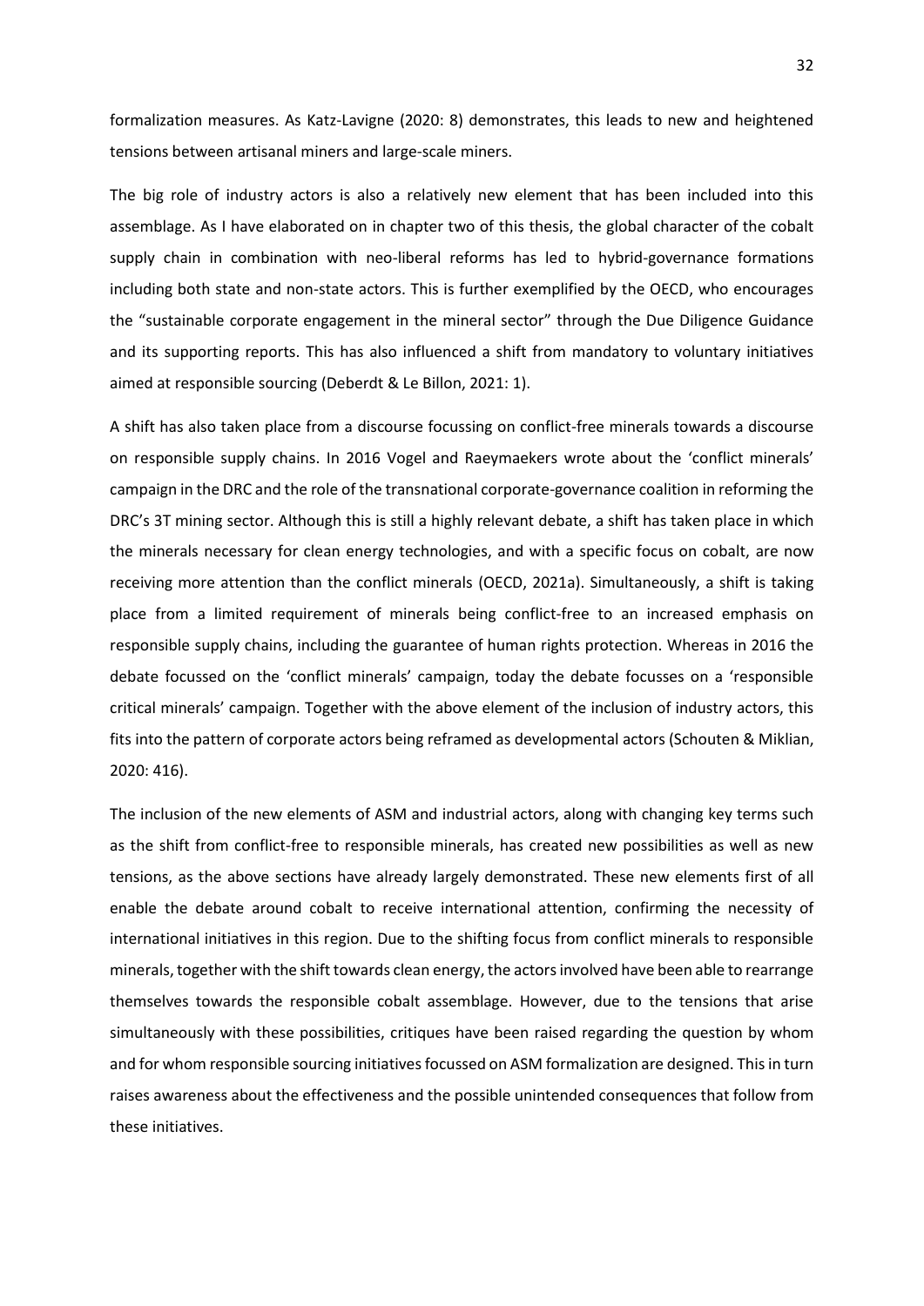formalization measures. As Katz-Lavigne (2020: 8) demonstrates, this leads to new and heightened tensions between artisanal miners and large-scale miners.

The big role of industry actors is also a relatively new element that has been included into this assemblage. As I have elaborated on in chapter two of this thesis, the global character of the cobalt supply chain in combination with neo-liberal reforms has led to hybrid-governance formations including both state and non-state actors. This is further exemplified by the OECD, who encourages the "sustainable corporate engagement in the mineral sector" through the Due Diligence Guidance and its supporting reports. This has also influenced a shift from mandatory to voluntary initiatives aimed at responsible sourcing (Deberdt & Le Billon, 2021: 1).

A shift has also taken place from a discourse focussing on conflict-free minerals towards a discourse on responsible supply chains. In 2016 Vogel and Raeymaekers wrote about the 'conflict minerals' campaign in the DRC and the role of the transnational corporate-governance coalition in reforming the DRC's 3T mining sector. Although this is still a highly relevant debate, a shift has taken place in which the minerals necessary for clean energy technologies, and with a specific focus on cobalt, are now receiving more attention than the conflict minerals (OECD, 2021a). Simultaneously, a shift is taking place from a limited requirement of minerals being conflict-free to an increased emphasis on responsible supply chains, including the guarantee of human rights protection. Whereas in 2016 the debate focussed on the 'conflict minerals' campaign, today the debate focusses on a 'responsible critical minerals' campaign. Together with the above element of the inclusion of industry actors, this fits into the pattern of corporate actors being reframed as developmental actors (Schouten & Miklian, 2020: 416).

The inclusion of the new elements of ASM and industrial actors, along with changing key terms such as the shift from conflict-free to responsible minerals, has created new possibilities as well as new tensions, as the above sections have already largely demonstrated. These new elements first of all enable the debate around cobalt to receive international attention, confirming the necessity of international initiatives in this region. Due to the shifting focus from conflict minerals to responsible minerals, together with the shift towards clean energy, the actors involved have been able to rearrange themselves towards the responsible cobalt assemblage. However, due to the tensions that arise simultaneously with these possibilities, critiques have been raised regarding the question by whom and for whom responsible sourcing initiatives focussed on ASM formalization are designed. This in turn raises awareness about the effectiveness and the possible unintended consequences that follow from these initiatives.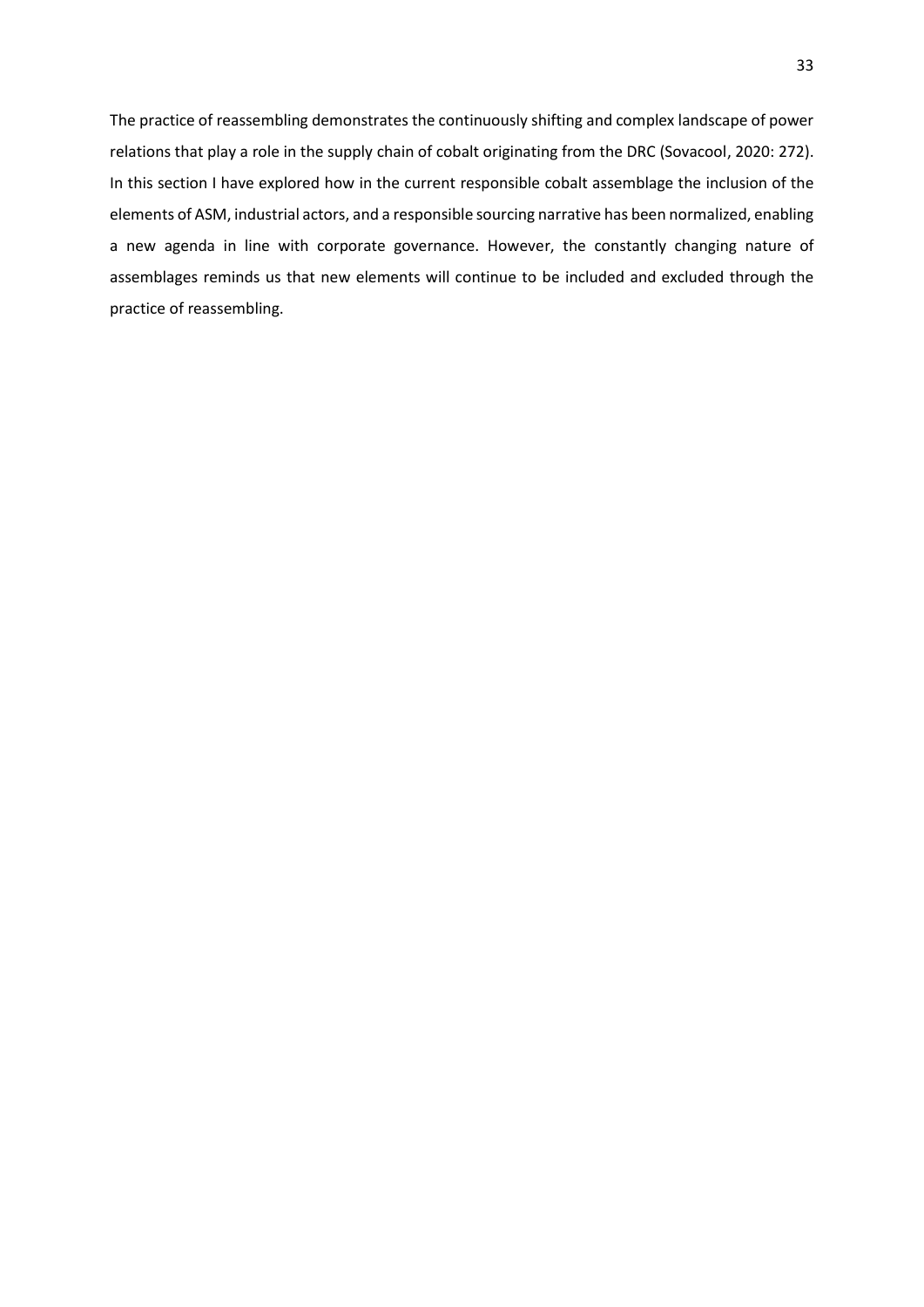The practice of reassembling demonstrates the continuously shifting and complex landscape of power relations that play a role in the supply chain of cobalt originating from the DRC (Sovacool, 2020: 272). In this section I have explored how in the current responsible cobalt assemblage the inclusion of the elements of ASM, industrial actors, and a responsible sourcing narrative has been normalized, enabling a new agenda in line with corporate governance. However, the constantly changing nature of assemblages reminds us that new elements will continue to be included and excluded through the practice of reassembling.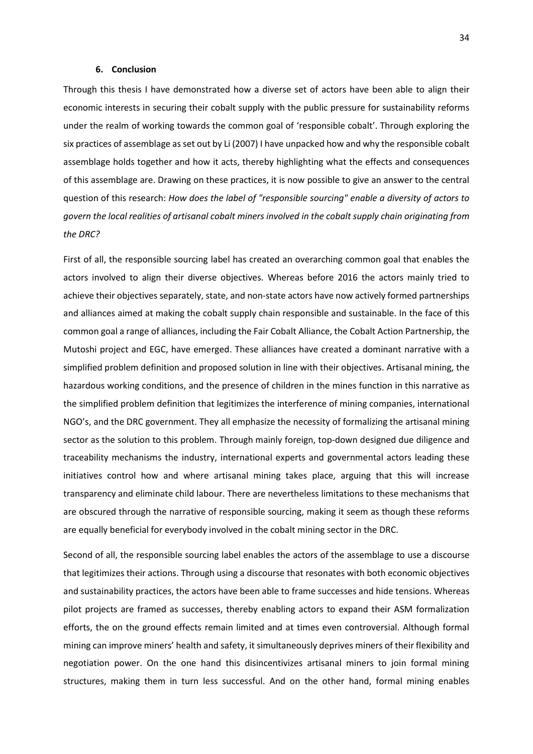## 6. Conclusion

Through this thesis I have demonstrated how a diverse set of actors have been able to align their economic interests in securing their cobalt supply with the public pressure for sustainability reforms under the realm of working towards the common goal of 'responsible cobalt'. Through exploring the six practices of assemblage as set out by Li (2007) I have unpacked how and why the responsible cobalt assemblage holds together and how it acts, thereby highlighting what the effects and consequences of this assemblage are. Drawing on these practices, it is now possible to give an answer to the central question of this research: *How does the label of "responsible sourcing" enable a diversity of actors to govern the local realities of artisanal cobalt miners involved in the cobalt supply chain originating from the DRC?*

First of all, the responsible sourcing label has created an overarching common goal that enables the actors involved to align their diverse objectives. Whereas before 2016 the actors mainly tried to achieve their objectives separately, state, and non-state actors have now actively formed partnerships and alliances aimed at making the cobalt supply chain responsible and sustainable. In the face of this common goal a range of alliances, including the Fair Cobalt Alliance, the Cobalt Action Partnership, the Mutoshi project and EGC, have emerged. These alliances have created a dominant narrative with a simplified problem definition and proposed solution in line with their objectives. Artisanal mining, the hazardous working conditions, and the presence of children in the mines function in this narrative as the simplified problem definition that legitimizes the interference of mining companies, international NGO's, and the DRC government. They all emphasize the necessity of formalizing the artisanal mining sector as the solution to this problem. Through mainly foreign, top-down designed due diligence and traceability mechanisms the industry, international experts and governmental actors leading these initiatives control how and where artisanal mining takes place, arguing that this will increase transparency and eliminate child labour. There are nevertheless limitations to these mechanisms that are obscured through the narrative of responsible sourcing, making it seem as though these reforms are equally beneficial for everybody involved in the cobalt mining sector in the DRC.

Second of all, the responsible sourcing label enables the actors of the assemblage to use a discourse that legitimizes their actions. Through using a discourse that resonates with both economic objectives and sustainability practices, the actors have been able to frame successes and hide tensions. Whereas pilot projects are framed as successes, thereby enabling actors to expand their ASM formalization efforts, the on the ground effects remain limited and at times even controversial. Although formal mining can improve miners' health and safety, it simultaneously deprives miners of their flexibility and negotiation power. On the one hand this disincentivizes artisanal miners to join formal mining structures, making them in turn less successful. And on the other hand, formal mining enables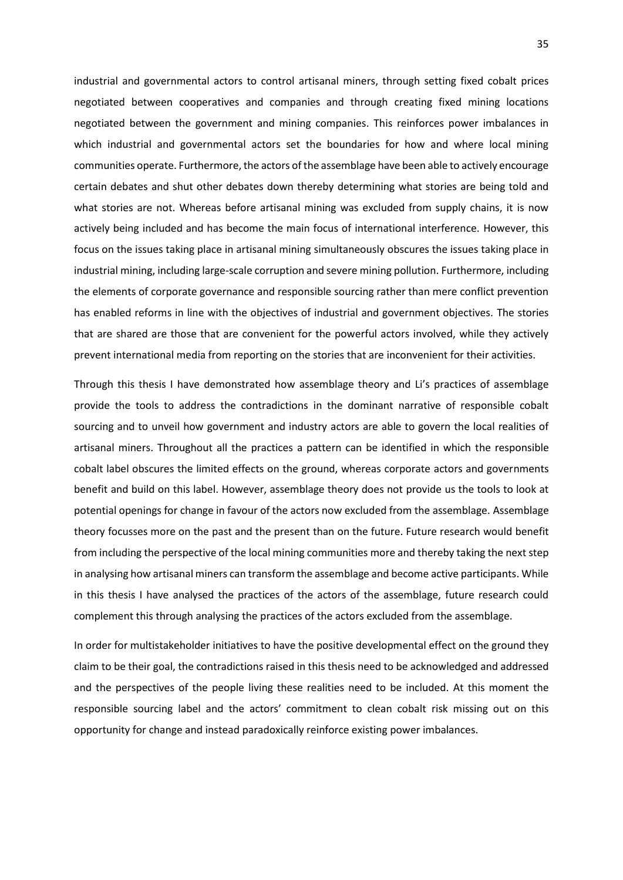industrial and governmental actors to control artisanal miners, through setting fixed cobalt prices negotiated between cooperatives and companies and through creating fixed mining locations negotiated between the government and mining companies. This reinforces power imbalances in which industrial and governmental actors set the boundaries for how and where local mining communities operate. Furthermore, the actors of the assemblage have been able to actively encourage certain debates and shut other debates down thereby determining what stories are being told and what stories are not. Whereas before artisanal mining was excluded from supply chains, it is now actively being included and has become the main focus of international interference. However, this focus on the issues taking place in artisanal mining simultaneously obscures the issues taking place in industrial mining, including large-scale corruption and severe mining pollution. Furthermore, including the elements of corporate governance and responsible sourcing rather than mere conflict prevention has enabled reforms in line with the objectives of industrial and government objectives. The stories that are shared are those that are convenient for the powerful actors involved, while they actively prevent international media from reporting on the stories that are inconvenient for their activities.

Through this thesis I have demonstrated how assemblage theory and Li's practices of assemblage provide the tools to address the contradictions in the dominant narrative of responsible cobalt sourcing and to unveil how government and industry actors are able to govern the local realities of artisanal miners. Throughout all the practices a pattern can be identified in which the responsible cobalt label obscures the limited effects on the ground, whereas corporate actors and governments benefit and build on this label. However, assemblage theory does not provide us the tools to look at potential openings for change in favour of the actors now excluded from the assemblage. Assemblage theory focusses more on the past and the present than on the future. Future research would benefit from including the perspective of the local mining communities more and thereby taking the next step in analysing how artisanal miners can transform the assemblage and become active participants. While in this thesis I have analysed the practices of the actors of the assemblage, future research could complement this through analysing the practices of the actors excluded from the assemblage.

In order for multistakeholder initiatives to have the positive developmental effect on the ground they claim to be their goal, the contradictions raised in this thesis need to be acknowledged and addressed and the perspectives of the people living these realities need to be included. At this moment the responsible sourcing label and the actors' commitment to clean cobalt risk missing out on this opportunity for change and instead paradoxically reinforce existing power imbalances.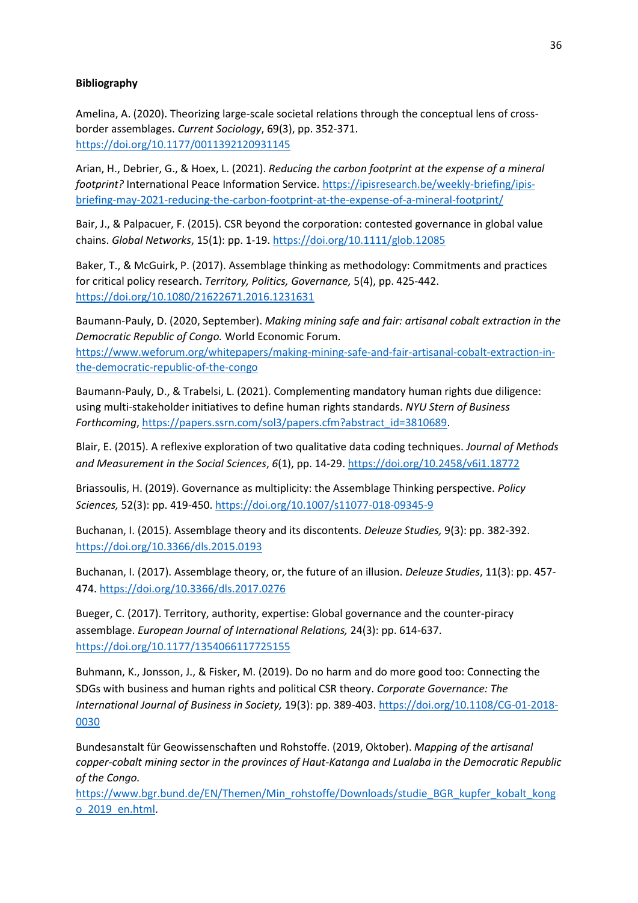**Bibliography**

Amelina, A. (2020). Theorizing large-scale societal relations through the conceptual lens of cross-border assemblages. *Current Sociology*, 69(3), pp. 352-371. https://doi.org/10.1177/0011392120931145

Arian, H., Debrier, G., & Hoex, L. (2021). *Reducing the carbon footprint at the expense of a mineral footprint?* International Peace Information Service. https://ipisresearch.be/weekly-briefing/ipis-briefing-may-2021-reducing-the-carbon-footprint-at-the-expense-of-a-mineral-footprint/

Bair, J., & Palpacuer, F. (2015). CSR beyond the corporation: contested governance in global value chains. *Global Networks*, 15(1): pp. 1-19. https://doi.org/10.1111/glob.12085

Baker, T., & McGuirk, P. (2017). Assemblage thinking as methodology: Commitments and practices for critical policy research. *Territory, Politics, Governance,* 5(4), pp. 425-442. https://doi.org/10.1080/21622671.2016.1231631

Baumann-Pauly, D. (2020, September). *Making mining safe and fair: artisanal cobalt extraction in the Democratic Republic of Congo.* World Economic Forum. https://www.weforum.org/whitepapers/making-mining-safe-and-fair-artisanal-cobalt-extraction-in-the-democratic-republic-of-the-congo

Baumann-Pauly, D., & Trabelsi, L. (2021). Complementing mandatory human rights due diligence: using multi-stakeholder initiatives to define human rights standards. *NYU Stern of Business Forthcoming*, https://papers.ssrn.com/sol3/papers.cfm?abstract_id=3810689.

Blair, E. (2015). A reflexive exploration of two qualitative data coding techniques. *Journal of Methods and Measurement in the Social Sciences*, *6*(1), pp. 14-29. https://doi.org/10.2458/v6i1.18772

Briassoulis, H. (2019). Governance as multiplicity: the Assemblage Thinking perspective. *Policy Sciences,* 52(3): pp. 419-450. https://doi.org/10.1007/s11077-018-09345-9

Buchanan, I. (2015). Assemblage theory and its discontents. *Deleuze Studies,* 9(3): pp. 382-392. https://doi.org/10.3366/dls.2015.0193

Buchanan, I. (2017). Assemblage theory, or, the future of an illusion. *Deleuze Studies*, 11(3): pp. 457-474. https://doi.org/10.3366/dls.2017.0276

Bueger, C. (2017). Territory, authority, expertise: Global governance and the counter-piracy assemblage. *European Journal of International Relations,* 24(3): pp. 614-637. https://doi.org/10.1177/1354066117725155

Buhmann, K., Jonsson, J., & Fisker, M. (2019). Do no harm and do more good too: Connecting the SDGs with business and human rights and political CSR theory. *Corporate Governance: The International Journal of Business in Society,* 19(3): pp. 389-403. https://doi.org/10.1108/CG-01-2018-0030

Bundesanstalt für Geowissenschaften und Rohstoffe. (2019, Oktober). *Mapping of the artisanal copper-cobalt mining sector in the provinces of Haut-Katanga and Lualaba in the Democratic Republic of the Congo.* https://www.bgr.bund.de/EN/Themen/Min_rohstoffe/Downloads/studie_BGR_kupfer_kobalt_kongo_2019_en.html.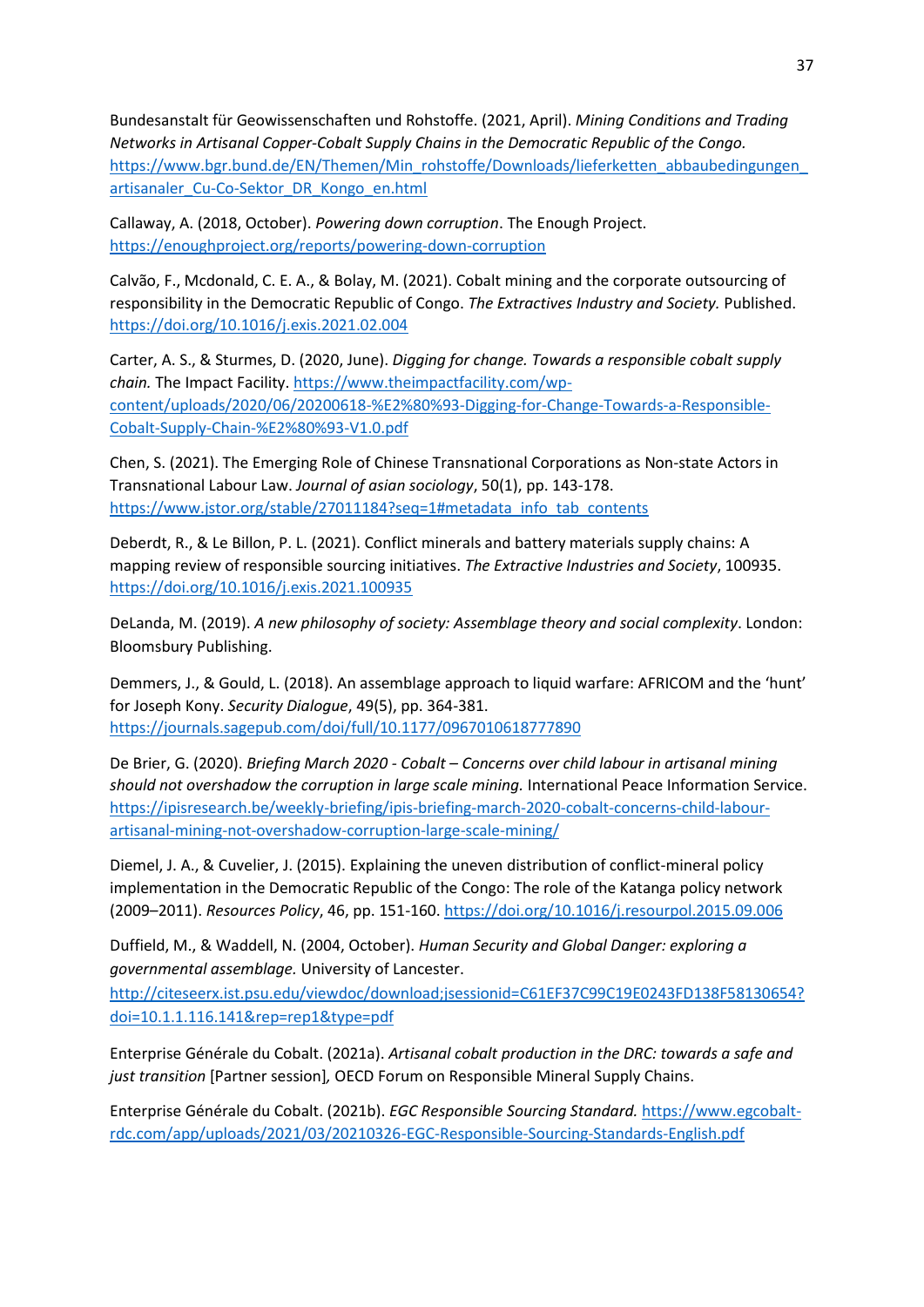Bundesanstalt für Geowissenschaften und Rohstoffe. (2021, April). *Mining Conditions and Trading Networks in Artisanal Copper-Cobalt Supply Chains in the Democratic Republic of the Congo.* https://www.bgr.bund.de/EN/Themen/Min_rohstoffe/Downloads/lieferketten_abbaubedingungen_artisanaler_Cu-Co-Sektor_DR_Kongo_en.html

Callaway, A. (2018, October). *Powering down corruption*. The Enough Project. https://enoughproject.org/reports/powering-down-corruption

Calvão, F., Mcdonald, C. E. A., & Bolay, M. (2021). Cobalt mining and the corporate outsourcing of responsibility in the Democratic Republic of Congo. *The Extractives Industry and Society.* Published. https://doi.org/10.1016/j.exis.2021.02.004

Carter, A. S., & Sturmes, D. (2020, June). *Digging for change. Towards a responsible cobalt supply chain.* The Impact Facility. https://www.theimpactfacility.com/wp-content/uploads/2020/06/20200618-%E2%80%93-Digging-for-Change-Towards-a-Responsible-Cobalt-Supply-Chain-%E2%80%93-V1.0.pdf

Chen, S. (2021). The Emerging Role of Chinese Transnational Corporations as Non-state Actors in Transnational Labour Law. *Journal of asian sociology*, 50(1), pp. 143-178. https://www.jstor.org/stable/27011184?seq=1#metadata_info_tab_contents

Deberdt, R., & Le Billon, P. L. (2021). Conflict minerals and battery materials supply chains: A mapping review of responsible sourcing initiatives. *The Extractive Industries and Society*, 100935. https://doi.org/10.1016/j.exis.2021.100935

DeLanda, M. (2019). *A new philosophy of society: Assemblage theory and social complexity*. London: Bloomsbury Publishing.

Demmers, J., & Gould, L. (2018). An assemblage approach to liquid warfare: AFRICOM and the 'hunt' for Joseph Kony. *Security Dialogue*, 49(5), pp. 364-381. https://journals.sagepub.com/doi/full/10.1177/0967010618777890

De Brier, G. (2020). *Briefing March 2020 - Cobalt – Concerns over child labour in artisanal mining should not overshadow the corruption in large scale mining.* International Peace Information Service. https://ipisresearch.be/weekly-briefing/ipis-briefing-march-2020-cobalt-concerns-child-labour-artisanal-mining-not-overshadow-corruption-large-scale-mining/

Diemel, J. A., & Cuvelier, J. (2015). Explaining the uneven distribution of conflict-mineral policy implementation in the Democratic Republic of the Congo: The role of the Katanga policy network (2009–2011). *Resources Policy*, 46, pp. 151-160. https://doi.org/10.1016/j.resourpol.2015.09.006

Duffield, M., & Waddell, N. (2004, October). *Human Security and Global Danger: exploring a governmental assemblage.* University of Lancester. http://citeseerx.ist.psu.edu/viewdoc/download;jsessionid=C61EF37C99C19E0243FD138F58130654?doi=10.1.1.116.141&rep=rep1&type=pdf

Enterprise Générale du Cobalt. (2021a). *Artisanal cobalt production in the DRC: towards a safe and just transition* [Partner session], OECD Forum on Responsible Mineral Supply Chains.

Enterprise Générale du Cobalt. (2021b). *EGC Responsible Sourcing Standard.* https://www.egcobalt-rdc.com/app/uploads/2021/03/20210326-EGC-Responsible-Sourcing-Standards-English.pdf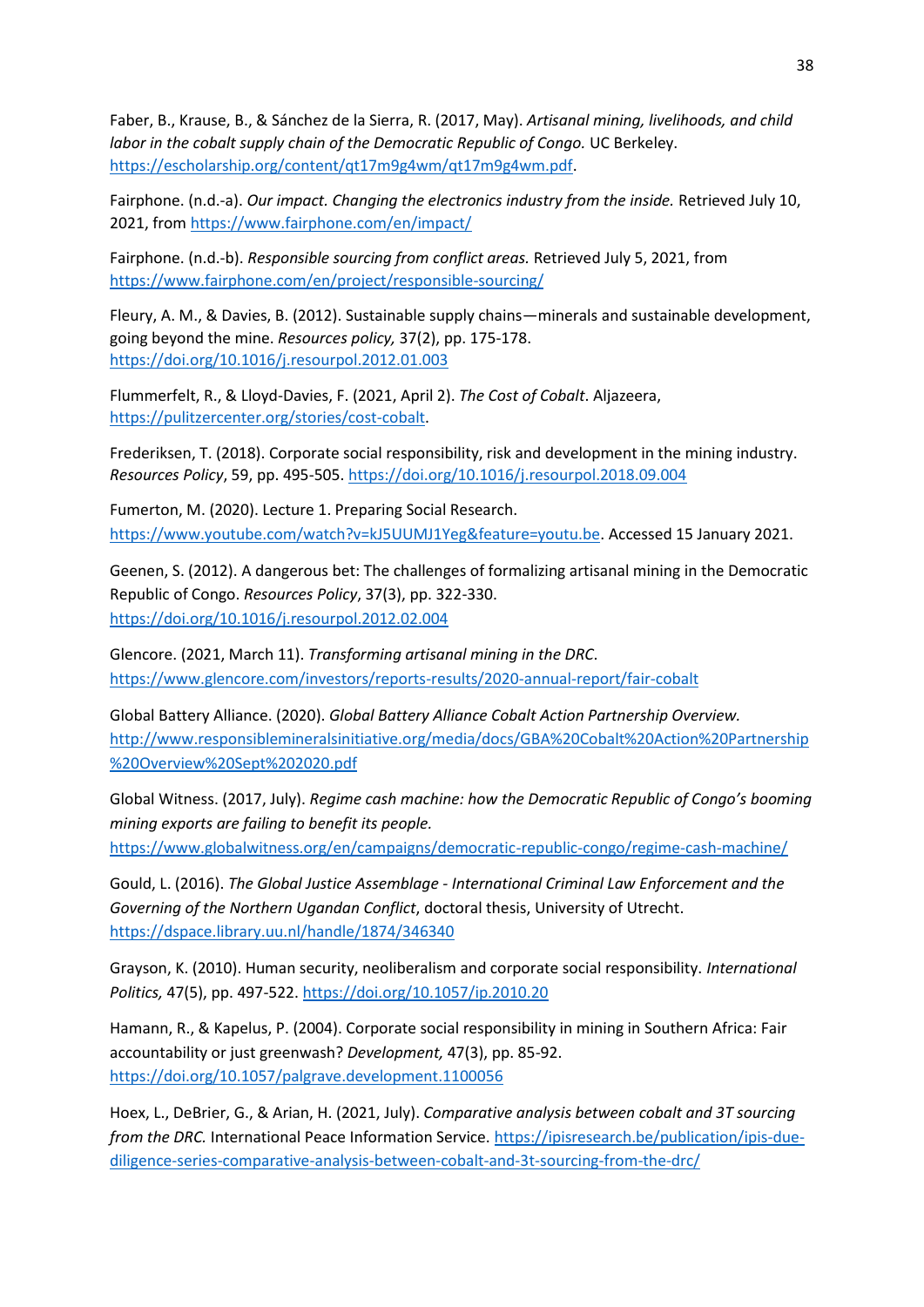Faber, B., Krause, B., & Sánchez de la Sierra, R. (2017, May). *Artisanal mining, livelihoods, and child labor in the cobalt supply chain of the Democratic Republic of Congo.* UC Berkeley. https://escholarship.org/content/qt17m9g4wm/qt17m9g4wm.pdf.

Fairphone. (n.d.-a). *Our impact. Changing the electronics industry from the inside.* Retrieved July 10, 2021, from https://www.fairphone.com/en/impact/

Fairphone. (n.d.-b). *Responsible sourcing from conflict areas.* Retrieved July 5, 2021, from https://www.fairphone.com/en/project/responsible-sourcing/

Fleury, A. M., & Davies, B. (2012). Sustainable supply chains—minerals and sustainable development, going beyond the mine. *Resources policy,* 37(2), pp. 175-178. https://doi.org/10.1016/j.resourpol.2012.01.003

Flummerfelt, R., & Lloyd-Davies, F. (2021, April 2). *The Cost of Cobalt*. Aljazeera, https://pulitzercenter.org/stories/cost-cobalt.

Frederiksen, T. (2018). Corporate social responsibility, risk and development in the mining industry. *Resources Policy*, 59, pp. 495-505. https://doi.org/10.1016/j.resourpol.2018.09.004

Fumerton, M. (2020). Lecture 1. Preparing Social Research. https://www.youtube.com/watch?v=kJ5UUMJ1Yeg&feature=youtu.be. Accessed 15 January 2021.

Geenen, S. (2012). A dangerous bet: The challenges of formalizing artisanal mining in the Democratic Republic of Congo. *Resources Policy*, 37(3), pp. 322-330. https://doi.org/10.1016/j.resourpol.2012.02.004

Glencore. (2021, March 11). *Transforming artisanal mining in the DRC*. https://www.glencore.com/investors/reports-results/2020-annual-report/fair-cobalt

Global Battery Alliance. (2020). *Global Battery Alliance Cobalt Action Partnership Overview.* http://www.responsiblemineralsinitiative.org/media/docs/GBA%20Cobalt%20Action%20Partnership%20Overview%20Sept%202020.pdf

Global Witness. (2017, July). *Regime cash machine: how the Democratic Republic of Congo's booming mining exports are failing to benefit its people.* https://www.globalwitness.org/en/campaigns/democratic-republic-congo/regime-cash-machine/

Gould, L. (2016). *The Global Justice Assemblage - International Criminal Law Enforcement and the Governing of the Northern Ugandan Conflict*, doctoral thesis, University of Utrecht. https://dspace.library.uu.nl/handle/1874/346340

Grayson, K. (2010). Human security, neoliberalism and corporate social responsibility. *International Politics,* 47(5), pp. 497-522. https://doi.org/10.1057/ip.2010.20

Hamann, R., & Kapelus, P. (2004). Corporate social responsibility in mining in Southern Africa: Fair accountability or just greenwash? *Development,* 47(3), pp. 85-92. https://doi.org/10.1057/palgrave.development.1100056

Hoex, L., DeBrier, G., & Arian, H. (2021, July). *Comparative analysis between cobalt and 3T sourcing from the DRC.* International Peace Information Service. https://ipisresearch.be/publication/ipis-due-diligence-series-comparative-analysis-between-cobalt-and-3t-sourcing-from-the-drc/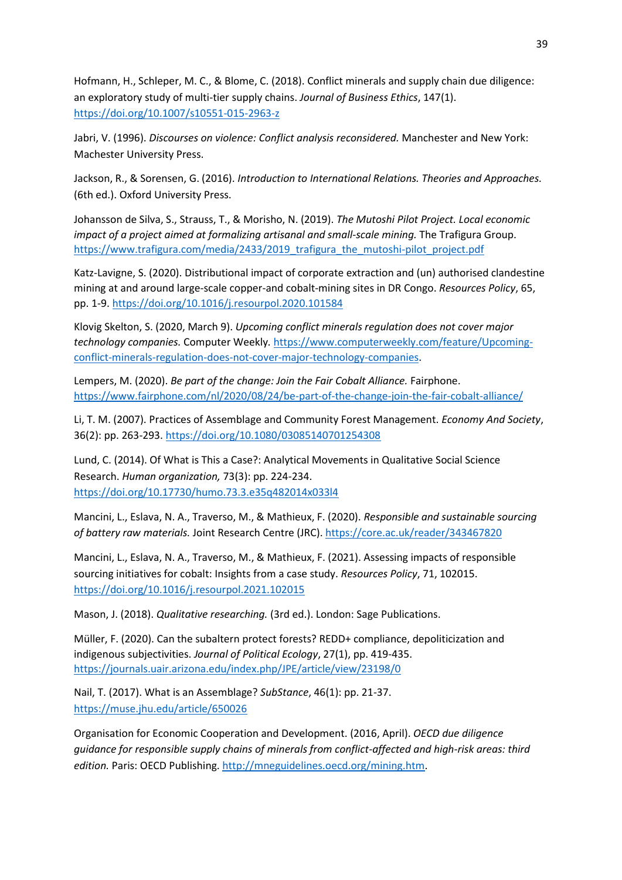Hofmann, H., Schleper, M. C., & Blome, C. (2018). Conflict minerals and supply chain due diligence: an exploratory study of multi-tier supply chains. *Journal of Business Ethics*, 147(1). https://doi.org/10.1007/s10551-015-2963-z

Jabri, V. (1996). *Discourses on violence: Conflict analysis reconsidered.* Manchester and New York: Machester University Press.

Jackson, R., & Sorensen, G. (2016). *Introduction to International Relations. Theories and Approaches.* (6th ed.). Oxford University Press.

Johansson de Silva, S., Strauss, T., & Morisho, N. (2019). *The Mutoshi Pilot Project. Local economic impact of a project aimed at formalizing artisanal and small-scale mining.* The Trafigura Group. https://www.trafigura.com/media/2433/2019_trafigura_the_mutoshi-pilot_project.pdf

Katz-Lavigne, S. (2020). Distributional impact of corporate extraction and (un) authorised clandestine mining at and around large-scale copper-and cobalt-mining sites in DR Congo. *Resources Policy*, 65, pp. 1-9. https://doi.org/10.1016/j.resourpol.2020.101584

Klovig Skelton, S. (2020, March 9). *Upcoming conflict minerals regulation does not cover major technology companies.* Computer Weekly. https://www.computerweekly.com/feature/Upcoming-conflict-minerals-regulation-does-not-cover-major-technology-companies.

Lempers, M. (2020). *Be part of the change: Join the Fair Cobalt Alliance.* Fairphone. https://www.fairphone.com/nl/2020/08/24/be-part-of-the-change-join-the-fair-cobalt-alliance/

Li, T. M. (2007). Practices of Assemblage and Community Forest Management. *Economy And Society*, 36(2): pp. 263-293. https://doi.org/10.1080/03085140701254308

Lund, C. (2014). Of What is This a Case?: Analytical Movements in Qualitative Social Science Research. *Human organization,* 73(3): pp. 224-234. https://doi.org/10.17730/humo.73.3.e35q482014x033l4

Mancini, L., Eslava, N. A., Traverso, M., & Mathieux, F. (2020). *Responsible and sustainable sourcing of battery raw materials.* Joint Research Centre (JRC). https://core.ac.uk/reader/343467820

Mancini, L., Eslava, N. A., Traverso, M., & Mathieux, F. (2021). Assessing impacts of responsible sourcing initiatives for cobalt: Insights from a case study. *Resources Policy*, 71, 102015. https://doi.org/10.1016/j.resourpol.2021.102015

Mason, J. (2018). *Qualitative researching.* (3rd ed.). London: Sage Publications.

Müller, F. (2020). Can the subaltern protect forests? REDD+ compliance, depoliticization and indigenous subjectivities. *Journal of Political Ecology*, 27(1), pp. 419-435. https://journals.uair.arizona.edu/index.php/JPE/article/view/23198/0

Nail, T. (2017). What is an Assemblage? *SubStance*, 46(1): pp. 21-37. https://muse.jhu.edu/article/650026

Organisation for Economic Cooperation and Development. (2016, April). *OECD due diligence guidance for responsible supply chains of minerals from conflict-affected and high-risk areas: third edition.* Paris: OECD Publishing. http://mneguidelines.oecd.org/mining.htm.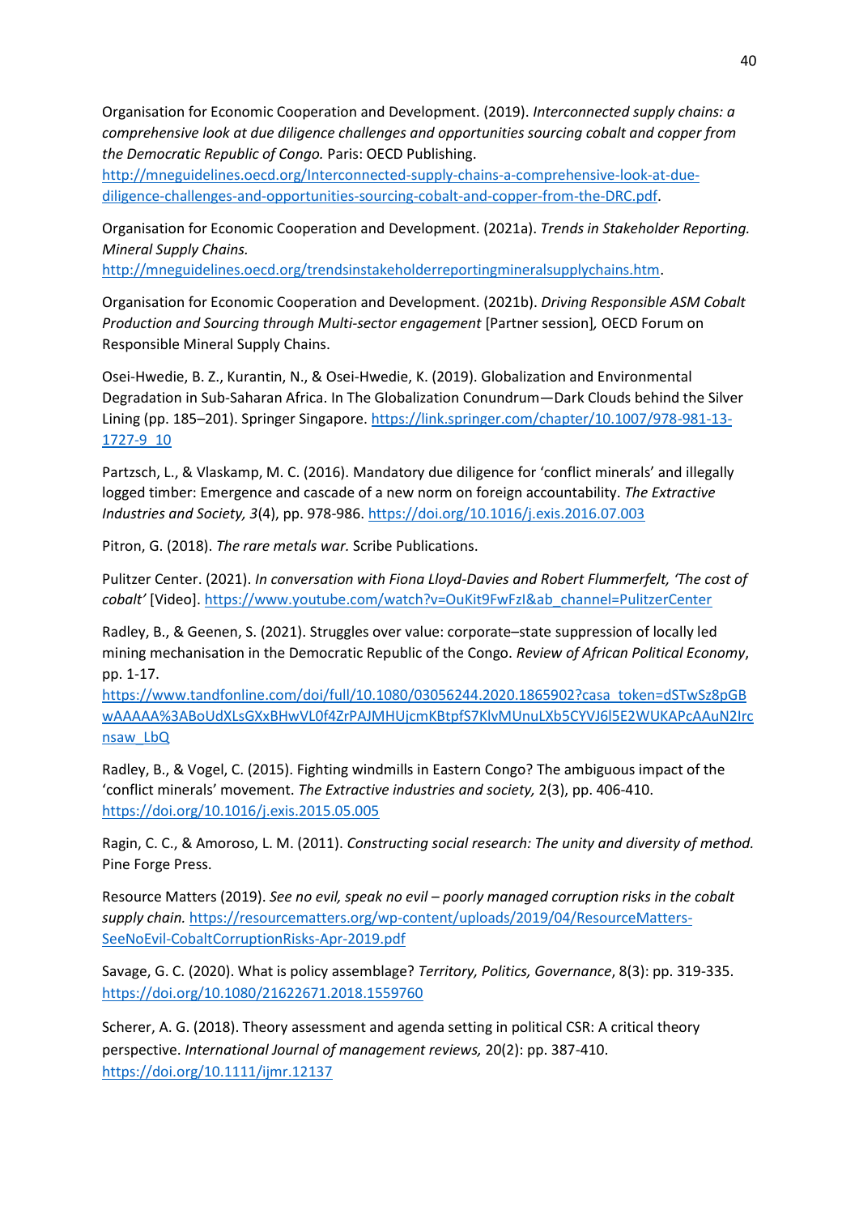Organisation for Economic Cooperation and Development. (2019). *Interconnected supply chains: a comprehensive look at due diligence challenges and opportunities sourcing cobalt and copper from the Democratic Republic of Congo.* Paris: OECD Publishing. http://mneguidelines.oecd.org/Interconnected-supply-chains-a-comprehensive-look-at-due-diligence-challenges-and-opportunities-sourcing-cobalt-and-copper-from-the-DRC.pdf.

Organisation for Economic Cooperation and Development. (2021a). *Trends in Stakeholder Reporting. Mineral Supply Chains.* http://mneguidelines.oecd.org/trendsinstakeholderreportingmineralsupplychains.htm.

Organisation for Economic Cooperation and Development. (2021b). *Driving Responsible ASM Cobalt Production and Sourcing through Multi-sector engagement* [Partner session]*,* OECD Forum on Responsible Mineral Supply Chains.

Osei-Hwedie, B. Z., Kurantin, N., & Osei-Hwedie, K. (2019). Globalization and Environmental Degradation in Sub-Saharan Africa. In The Globalization Conundrum—Dark Clouds behind the Silver Lining (pp. 185–201). Springer Singapore. https://link.springer.com/chapter/10.1007/978-981-13-1727-9_10

Partzsch, L., & Vlaskamp, M. C. (2016). Mandatory due diligence for 'conflict minerals' and illegally logged timber: Emergence and cascade of a new norm on foreign accountability. *The Extractive Industries and Society, 3*(4), pp. 978-986. https://doi.org/10.1016/j.exis.2016.07.003

Pitron, G. (2018). *The rare metals war.* Scribe Publications.

Pulitzer Center. (2021). *In conversation with Fiona Lloyd-Davies and Robert Flummerfelt, 'The cost of cobalt'* [Video]. https://www.youtube.com/watch?v=OuKit9FwFzI&ab_channel=PulitzerCenter

Radley, B., & Geenen, S. (2021). Struggles over value: corporate–state suppression of locally led mining mechanisation in the Democratic Republic of the Congo. *Review of African Political Economy*, pp. 1-17. https://www.tandfonline.com/doi/full/10.1080/03056244.2020.1865902?casa_token=dSTwSz8pGBwAAAAA%3ABoUdXLsGXxBHwVL0f4ZrPAJMHUjcmKBtpfS7KlvMUnuLXb5CYVJ6l5E2WUKAPcAAuN2Ircnsaw_LbQ

Radley, B., & Vogel, C. (2015). Fighting windmills in Eastern Congo? The ambiguous impact of the 'conflict minerals' movement. *The Extractive industries and society,* 2(3), pp. 406-410. https://doi.org/10.1016/j.exis.2015.05.005

Ragin, C. C., & Amoroso, L. M. (2011). *Constructing social research: The unity and diversity of method.* Pine Forge Press.

Resource Matters (2019). *See no evil, speak no evil – poorly managed corruption risks in the cobalt supply chain.* https://resourcematters.org/wp-content/uploads/2019/04/ResourceMatters-SeeNoEvil-CobaltCorruptionRisks-Apr-2019.pdf

Savage, G. C. (2020). What is policy assemblage? *Territory, Politics, Governance*, 8(3): pp. 319-335. https://doi.org/10.1080/21622671.2018.1559760

Scherer, A. G. (2018). Theory assessment and agenda setting in political CSR: A critical theory perspective. *International Journal of management reviews,* 20(2): pp. 387-410. https://doi.org/10.1111/ijmr.12137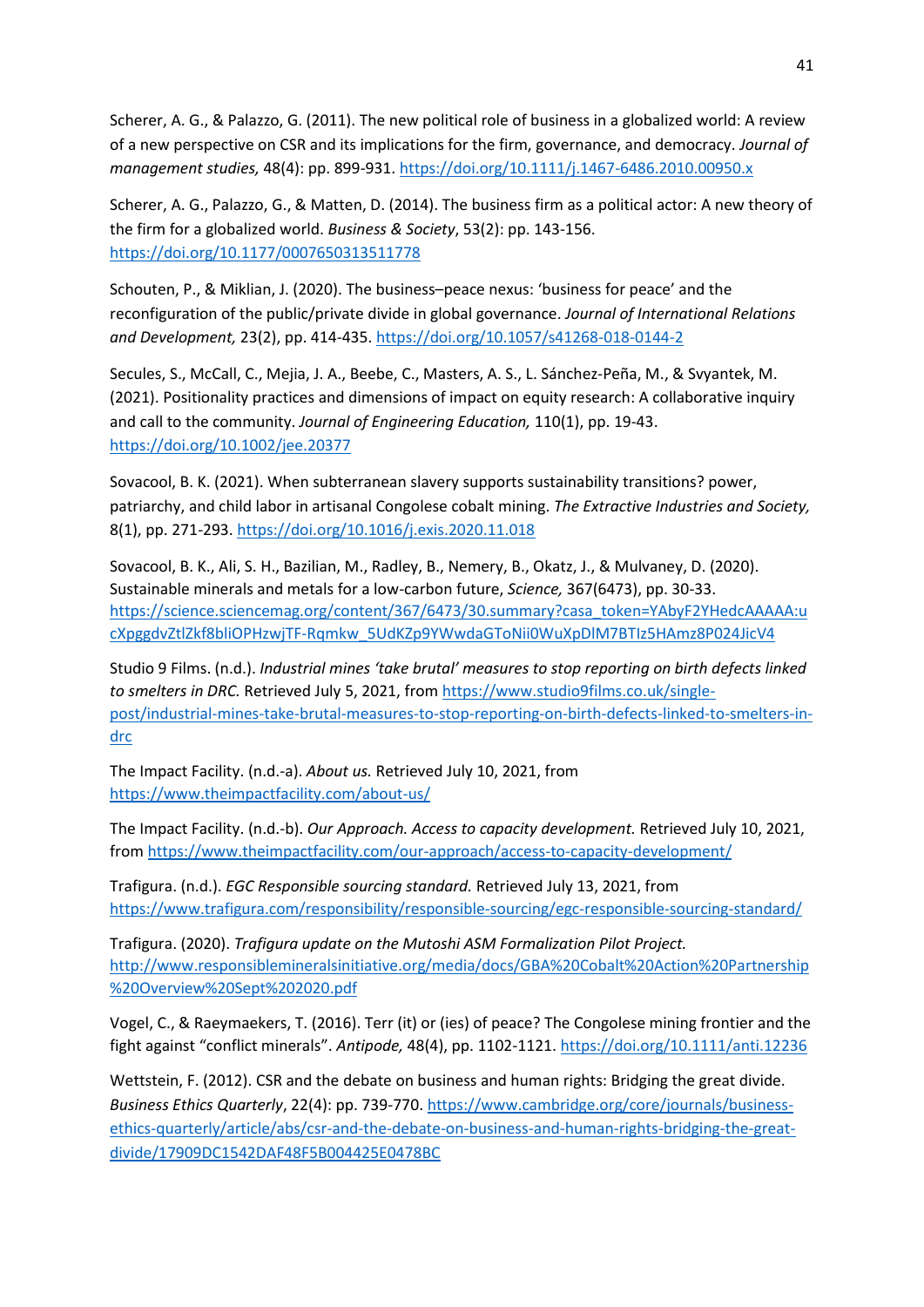Scherer, A. G., & Palazzo, G. (2011). The new political role of business in a globalized world: A review of a new perspective on CSR and its implications for the firm, governance, and democracy. *Journal of management studies,* 48(4): pp. 899-931. https://doi.org/10.1111/j.1467-6486.2010.00950.x

Scherer, A. G., Palazzo, G., & Matten, D. (2014). The business firm as a political actor: A new theory of the firm for a globalized world. *Business & Society*, 53(2): pp. 143-156. https://doi.org/10.1177/0007650313511778

Schouten, P., & Miklian, J. (2020). The business–peace nexus: 'business for peace' and the reconfiguration of the public/private divide in global governance. *Journal of International Relations and Development,* 23(2), pp. 414-435. https://doi.org/10.1057/s41268-018-0144-2

Secules, S., McCall, C., Mejia, J. A., Beebe, C., Masters, A. S., L. Sánchez-Peña, M., & Svyantek, M. (2021). Positionality practices and dimensions of impact on equity research: A collaborative inquiry and call to the community. *Journal of Engineering Education,* 110(1), pp. 19-43. https://doi.org/10.1002/jee.20377

Sovacool, B. K. (2021). When subterranean slavery supports sustainability transitions? power, patriarchy, and child labor in artisanal Congolese cobalt mining. *The Extractive Industries and Society,* 8(1), pp. 271-293. https://doi.org/10.1016/j.exis.2020.11.018

Sovacool, B. K., Ali, S. H., Bazilian, M., Radley, B., Nemery, B., Okatz, J., & Mulvaney, D. (2020). Sustainable minerals and metals for a low-carbon future, *Science,* 367(6473), pp. 30-33. https://science.sciencemag.org/content/367/6473/30.summary?casa_token=YAbyF2YHedcAAAAA:ucXpggdvZtlZkf8bliOPHzwjTF-Rqmkw_5UdKZp9YWwdaGToNii0WuXpDlM7BTIz5HAmz8P024JicV4

Studio 9 Films. (n.d.). *Industrial mines 'take brutal' measures to stop reporting on birth defects linked to smelters in DRC.* Retrieved July 5, 2021, from https://www.studio9films.co.uk/single-post/industrial-mines-take-brutal-measures-to-stop-reporting-on-birth-defects-linked-to-smelters-in-drc

The Impact Facility. (n.d.-a). *About us.* Retrieved July 10, 2021, from https://www.theimpactfacility.com/about-us/

The Impact Facility. (n.d.-b). *Our Approach. Access to capacity development.* Retrieved July 10, 2021, from https://www.theimpactfacility.com/our-approach/access-to-capacity-development/

Trafigura. (n.d.). *EGC Responsible sourcing standard.* Retrieved July 13, 2021, from https://www.trafigura.com/responsibility/responsible-sourcing/egc-responsible-sourcing-standard/

Trafigura. (2020). *Trafigura update on the Mutoshi ASM Formalization Pilot Project.* http://www.responsiblemineralsinitiative.org/media/docs/GBA%20Cobalt%20Action%20Partnership%20Overview%20Sept%202020.pdf

Vogel, C., & Raeymaekers, T. (2016). Terr (it) or (ies) of peace? The Congolese mining frontier and the fight against "conflict minerals". *Antipode,* 48(4), pp. 1102-1121. https://doi.org/10.1111/anti.12236

Wettstein, F. (2012). CSR and the debate on business and human rights: Bridging the great divide. *Business Ethics Quarterly*, 22(4): pp. 739-770. https://www.cambridge.org/core/journals/business-ethics-quarterly/article/abs/csr-and-the-debate-on-business-and-human-rights-bridging-the-great-divide/17909DC1542DAF48F5B004425E0478BC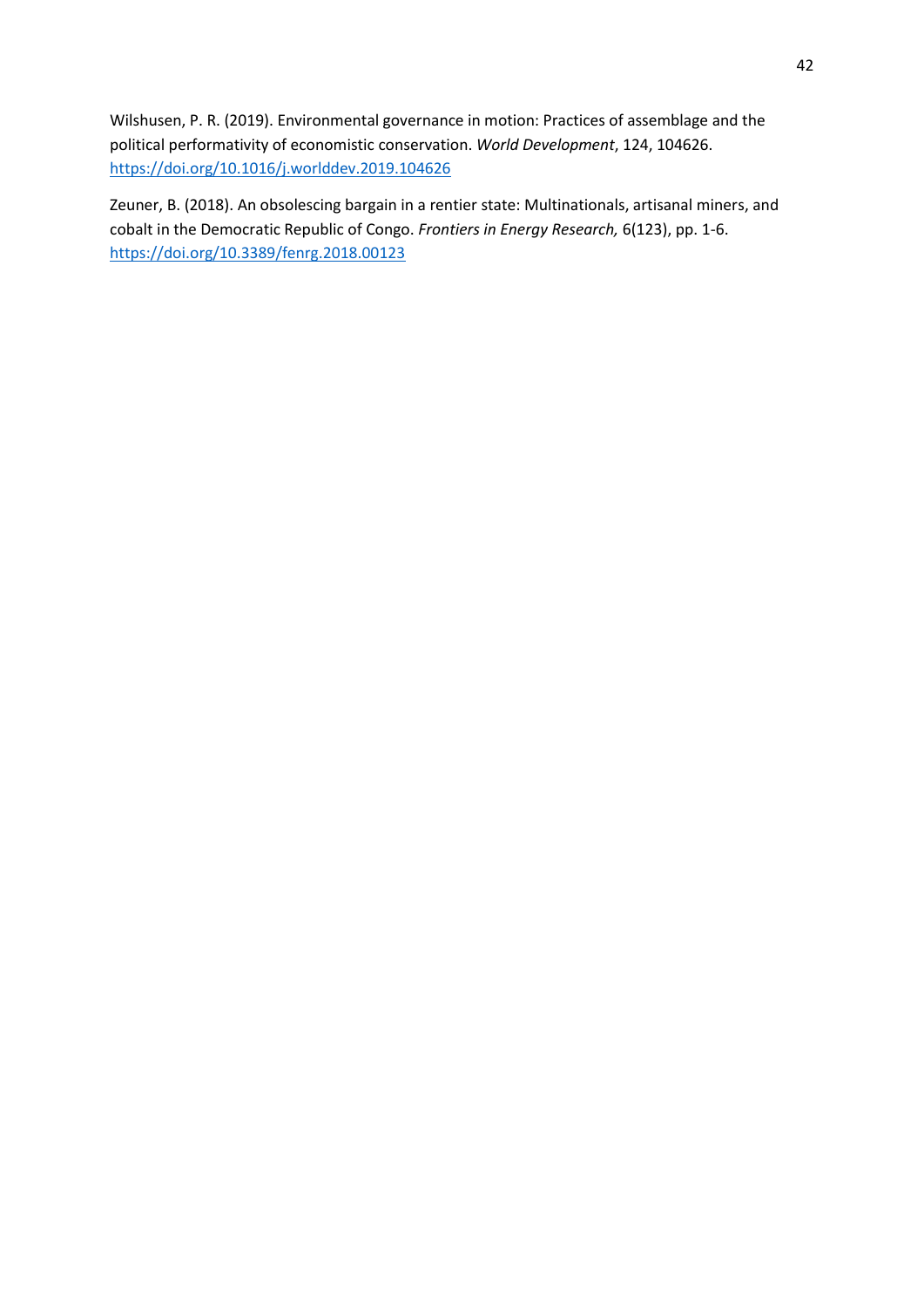Wilshusen, P. R. (2019). Environmental governance in motion: Practices of assemblage and the political performativity of economistic conservation. *World Development*, 124, 104626. https://doi.org/10.1016/j.worlddev.2019.104626

Zeuner, B. (2018). An obsolescing bargain in a rentier state: Multinationals, artisanal miners, and cobalt in the Democratic Republic of Congo. *Frontiers in Energy Research,* 6(123), pp. 1-6. https://doi.org/10.3389/fenrg.2018.00123